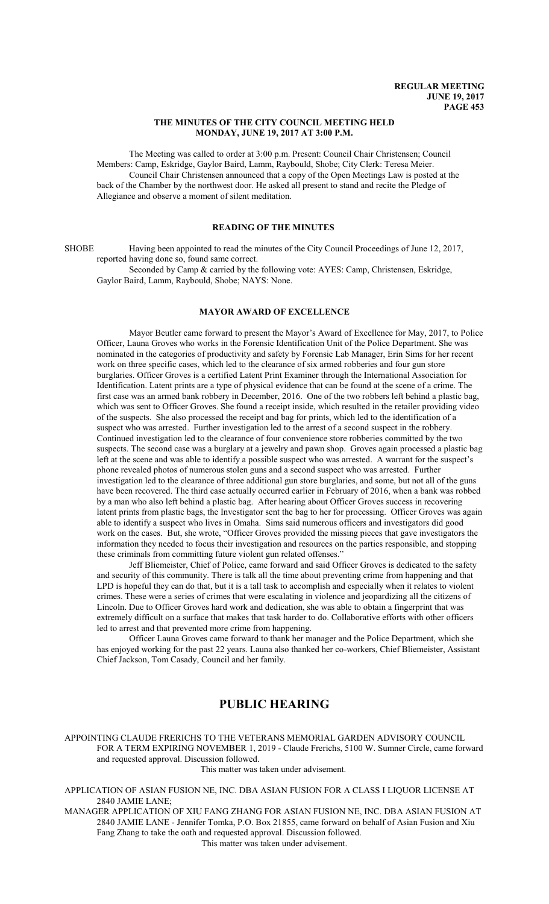# THE MINUTES OF THE CITY COUNCIL MEETING HELD MONDAY, JUNE 19, 2017 AT 3:00 P.M.

The Meeting was called to order at 3:00 p.m. Present: Council Chair Christensen; Council Members: Camp, Eskridge, Gaylor Baird, Lamm, Raybould, Shobe; City Clerk: Teresa Meier.

Council Chair Christensen announced that a copy of the Open Meetings Law is posted at the back of the Chamber by the northwest door. He asked all present to stand and recite the Pledge of Allegiance and observe a moment of silent meditation.

## READING OF THE MINUTES

SHOBE Having been appointed to read the minutes of the City Council Proceedings of June 12, 2017, reported having done so, found same correct.

Seconded by Camp & carried by the following vote: AYES: Camp, Christensen, Eskridge, Gaylor Baird, Lamm, Raybould, Shobe; NAYS: None.

## MAYOR AWARD OF EXCELLENCE

Mayor Beutler came forward to present the Mayor's Award of Excellence for May, 2017, to Police Officer, Launa Groves who works in the Forensic Identification Unit of the Police Department. She was nominated in the categories of productivity and safety by Forensic Lab Manager, Erin Sims for her recent work on three specific cases, which led to the clearance of six armed robberies and four gun store burglaries. Officer Groves is a certified Latent Print Examiner through the International Association for Identification. Latent prints are a type of physical evidence that can be found at the scene of a crime. The first case was an armed bank robbery in December, 2016. One of the two robbers left behind a plastic bag, which was sent to Officer Groves. She found a receipt inside, which resulted in the retailer providing video of the suspects. She also processed the receipt and bag for prints, which led to the identification of a suspect who was arrested. Further investigation led to the arrest of a second suspect in the robbery. Continued investigation led to the clearance of four convenience store robberies committed by the two suspects. The second case was a burglary at a jewelry and pawn shop. Groves again processed a plastic bag left at the scene and was able to identify a possible suspect who was arrested. A warrant for the suspect's phone revealed photos of numerous stolen guns and a second suspect who was arrested. Further investigation led to the clearance of three additional gun store burglaries, and some, but not all of the guns have been recovered. The third case actually occurred earlier in February of 2016, when a bank was robbed by a man who also left behind a plastic bag. After hearing about Officer Groves success in recovering latent prints from plastic bags, the Investigator sent the bag to her for processing. Officer Groves was again able to identify a suspect who lives in Omaha. Sims said numerous officers and investigators did good work on the cases. But, she wrote, "Officer Groves provided the missing pieces that gave investigators the information they needed to focus their investigation and resources on the parties responsible, and stopping these criminals from committing future violent gun related offenses."

Jeff Bliemeister, Chief of Police, came forward and said Officer Groves is dedicated to the safety and security of this community. There is talk all the time about preventing crime from happening and that LPD is hopeful they can do that, but it is a tall task to accomplish and especially when it relates to violent crimes. These were a series of crimes that were escalating in violence and jeopardizing all the citizens of Lincoln. Due to Officer Groves hard work and dedication, she was able to obtain a fingerprint that was extremely difficult on a surface that makes that task harder to do. Collaborative efforts with other officers led to arrest and that prevented more crime from happening.

Officer Launa Groves came forward to thank her manager and the Police Department, which she has enjoyed working for the past 22 years. Launa also thanked her co-workers, Chief Bliemeister, Assistant Chief Jackson, Tom Casady, Council and her family.

# PUBLIC HEARING

APPOINTING CLAUDE FRERICHS TO THE VETERANS MEMORIAL GARDEN ADVISORY COUNCIL FOR A TERM EXPIRING NOVEMBER 1, 2019 - Claude Frerichs, 5100 W. Sumner Circle, came forward and requested approval. Discussion followed.

This matter was taken under advisement.

APPLICATION OF ASIAN FUSION NE, INC. DBA ASIAN FUSION FOR A CLASS I LIQUOR LICENSE AT 2840 JAMIE LANE;

MANAGER APPLICATION OF XIU FANG ZHANG FOR ASIAN FUSION NE, INC. DBA ASIAN FUSION AT 2840 JAMIE LANE - Jennifer Tomka, P.O. Box 21855, came forward on behalf of Asian Fusion and Xiu Fang Zhang to take the oath and requested approval. Discussion followed.

This matter was taken under advisement.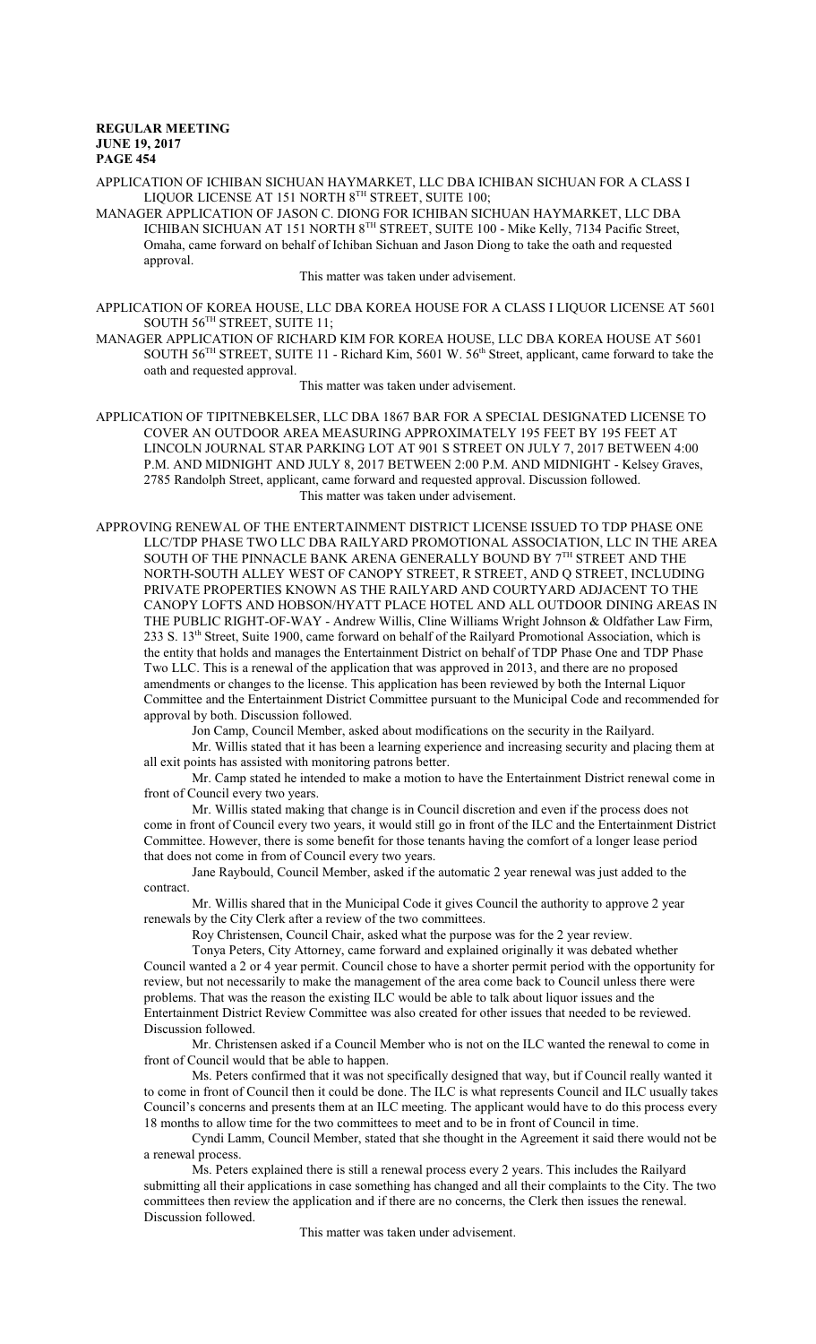APPLICATION OF ICHIBAN SICHUAN HAYMARKET, LLC DBA ICHIBAN SICHUAN FOR A CLASS I LIQUOR LICENSE AT 151 NORTH 8TH STREET, SUITE 100;

MANAGER APPLICATION OF JASON C. DIONG FOR ICHIBAN SICHUAN HAYMARKET, LLC DBA ICHIBAN SICHUAN AT 151 NORTH 8TH STREET, SUITE 100 - Mike Kelly, 7134 Pacific Street, Omaha, came forward on behalf of Ichiban Sichuan and Jason Diong to take the oath and requested approval.

This matter was taken under advisement.

APPLICATION OF KOREA HOUSE, LLC DBA KOREA HOUSE FOR A CLASS I LIQUOR LICENSE AT 5601 SOUTH 56TH STREET, SUITE 11;

MANAGER APPLICATION OF RICHARD KIM FOR KOREA HOUSE, LLC DBA KOREA HOUSE AT 5601 SOUTH 56TH STREET, SUITE 11 - Richard Kim, 5601 W. 56th Street, applicant, came forward to take the oath and requested approval.

This matter was taken under advisement.

APPLICATION OF TIPITNEBKELSER, LLC DBA 1867 BAR FOR A SPECIAL DESIGNATED LICENSE TO COVER AN OUTDOOR AREA MEASURING APPROXIMATELY 195 FEET BY 195 FEET AT LINCOLN JOURNAL STAR PARKING LOT AT 901 S STREET ON JULY 7, 2017 BETWEEN 4:00 P.M. AND MIDNIGHT AND JULY 8, 2017 BETWEEN 2:00 P.M. AND MIDNIGHT - Kelsey Graves, 2785 Randolph Street, applicant, came forward and requested approval. Discussion followed.

This matter was taken under advisement.

APPROVING RENEWAL OF THE ENTERTAINMENT DISTRICT LICENSE ISSUED TO TDP PHASE ONE LLC/TDP PHASE TWO LLC DBA RAILYARD PROMOTIONAL ASSOCIATION, LLC IN THE AREA SOUTH OF THE PINNACLE BANK ARENA GENERALLY BOUND BY 7TH STREET AND THE NORTH-SOUTH ALLEY WEST OF CANOPY STREET, R STREET, AND Q STREET, INCLUDING PRIVATE PROPERTIES KNOWN AS THE RAILYARD AND COURTYARD ADJACENT TO THE CANOPY LOFTS AND HOBSON/HYATT PLACE HOTEL AND ALL OUTDOOR DINING AREAS IN THE PUBLIC RIGHT-OF-WAY - Andrew Willis, Cline Williams Wright Johnson & Oldfather Law Firm, 233 S. 13th Street, Suite 1900, came forward on behalf of the Railyard Promotional Association, which is the entity that holds and manages the Entertainment District on behalf of TDP Phase One and TDP Phase Two LLC. This is a renewal of the application that was approved in 2013, and there are no proposed amendments or changes to the license. This application has been reviewed by both the Internal Liquor Committee and the Entertainment District Committee pursuant to the Municipal Code and recommended for approval by both. Discussion followed.

Jon Camp, Council Member, asked about modifications on the security in the Railyard.

Mr. Willis stated that it has been a learning experience and increasing security and placing them at all exit points has assisted with monitoring patrons better.

Mr. Camp stated he intended to make a motion to have the Entertainment District renewal come in front of Council every two years.

Mr. Willis stated making that change is in Council discretion and even if the process does not come in front of Council every two years, it would still go in front of the ILC and the Entertainment District Committee. However, there is some benefit for those tenants having the comfort of a longer lease period that does not come in from of Council every two years.

Jane Raybould, Council Member, asked if the automatic 2 year renewal was just added to the contract.

Mr. Willis shared that in the Municipal Code it gives Council the authority to approve 2 year renewals by the City Clerk after a review of the two committees.

Roy Christensen, Council Chair, asked what the purpose was for the 2 year review.

Tonya Peters, City Attorney, came forward and explained originally it was debated whether Council wanted a 2 or 4 year permit. Council chose to have a shorter permit period with the opportunity for review, but not necessarily to make the management of the area come back to Council unless there were problems. That was the reason the existing ILC would be able to talk about liquor issues and the Entertainment District Review Committee was also created for other issues that needed to be reviewed. Discussion followed.

Mr. Christensen asked if a Council Member who is not on the ILC wanted the renewal to come in front of Council would that be able to happen.

Ms. Peters confirmed that it was not specifically designed that way, but if Council really wanted it to come in front of Council then it could be done. The ILC is what represents Council and ILC usually takes Council's concerns and presents them at an ILC meeting. The applicant would have to do this process every 18 months to allow time for the two committees to meet and to be in front of Council in time.

Cyndi Lamm, Council Member, stated that she thought in the Agreement it said there would not be a renewal process.

Ms. Peters explained there is still a renewal process every 2 years. This includes the Railyard submitting all their applications in case something has changed and all their complaints to the City. The two committees then review the application and if there are no concerns, the Clerk then issues the renewal. Discussion followed.

This matter was taken under advisement.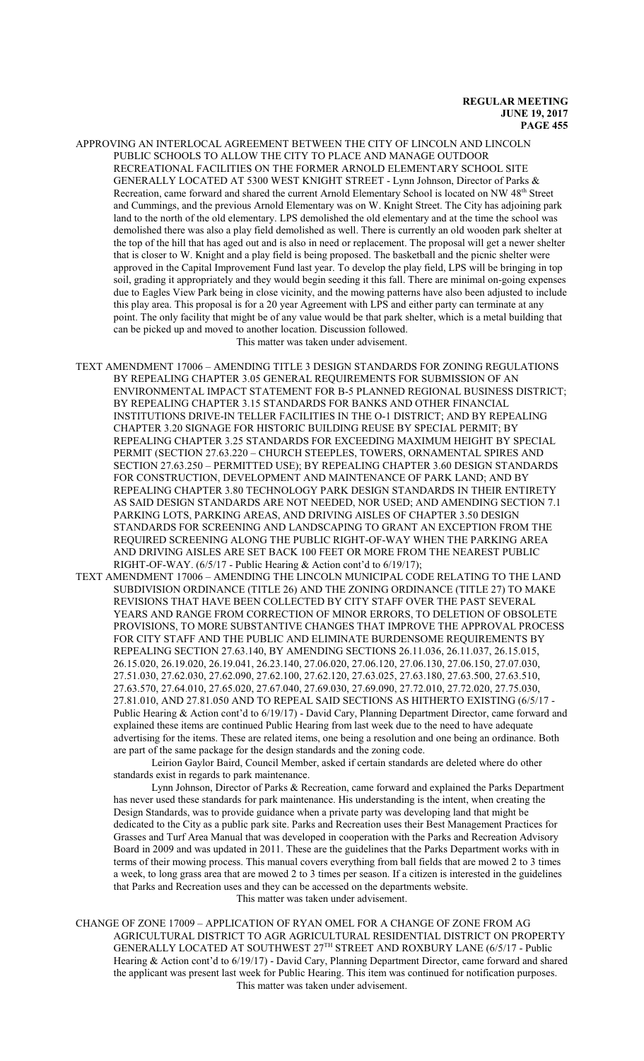APPROVING AN INTERLOCAL AGREEMENT BETWEEN THE CITY OF LINCOLN AND LINCOLN PUBLIC SCHOOLS TO ALLOW THE CITY TO PLACE AND MANAGE OUTDOOR RECREATIONAL FACILITIES ON THE FORMER ARNOLD ELEMENTARY SCHOOL SITE GENERALLY LOCATED AT 5300 WEST KNIGHT STREET - Lynn Johnson, Director of Parks & Recreation, came forward and shared the current Arnold Elementary School is located on NW 48th Street and Cummings, and the previous Arnold Elementary was on W. Knight Street. The City has adjoining park land to the north of the old elementary. LPS demolished the old elementary and at the time the school was demolished there was also a play field demolished as well. There is currently an old wooden park shelter at the top of the hill that has aged out and is also in need or replacement. The proposal will get a newer shelter that is closer to W. Knight and a play field is being proposed. The basketball and the picnic shelter were approved in the Capital Improvement Fund last year. To develop the play field, LPS will be bringing in top soil, grading it appropriately and they would begin seeding it this fall. There are minimal on-going expenses due to Eagles View Park being in close vicinity, and the mowing patterns have also been adjusted to include this play area. This proposal is for a 20 year Agreement with LPS and either party can terminate at any point. The only facility that might be of any value would be that park shelter, which is a metal building that can be picked up and moved to another location. Discussion followed.

This matter was taken under advisement.

TEXT AMENDMENT 17006 – AMENDING TITLE 3 DESIGN STANDARDS FOR ZONING REGULATIONS BY REPEALING CHAPTER 3.05 GENERAL REQUIREMENTS FOR SUBMISSION OF AN ENVIRONMENTAL IMPACT STATEMENT FOR B-5 PLANNED REGIONAL BUSINESS DISTRICT; BY REPEALING CHAPTER 3.15 STANDARDS FOR BANKS AND OTHER FINANCIAL INSTITUTIONS DRIVE-IN TELLER FACILITIES IN THE O-1 DISTRICT; AND BY REPEALING CHAPTER 3.20 SIGNAGE FOR HISTORIC BUILDING REUSE BY SPECIAL PERMIT; BY REPEALING CHAPTER 3.25 STANDARDS FOR EXCEEDING MAXIMUM HEIGHT BY SPECIAL PERMIT (SECTION 27.63.220 – CHURCH STEEPLES, TOWERS, ORNAMENTAL SPIRES AND SECTION 27.63.250 – PERMITTED USE); BY REPEALING CHAPTER 3.60 DESIGN STANDARDS FOR CONSTRUCTION, DEVELOPMENT AND MAINTENANCE OF PARK LAND; AND BY REPEALING CHAPTER 3.80 TECHNOLOGY PARK DESIGN STANDARDS IN THEIR ENTIRETY AS SAID DESIGN STANDARDS ARE NOT NEEDED, NOR USED; AND AMENDING SECTION 7.1 PARKING LOTS, PARKING AREAS, AND DRIVING AISLES OF CHAPTER 3.50 DESIGN STANDARDS FOR SCREENING AND LANDSCAPING TO GRANT AN EXCEPTION FROM THE REQUIRED SCREENING ALONG THE PUBLIC RIGHT-OF-WAY WHEN THE PARKING AREA AND DRIVING AISLES ARE SET BACK 100 FEET OR MORE FROM THE NEAREST PUBLIC RIGHT-OF-WAY. (6/5/17 - Public Hearing & Action cont'd to 6/19/17);

TEXT AMENDMENT 17006 – AMENDING THE LINCOLN MUNICIPAL CODE RELATING TO THE LAND SUBDIVISION ORDINANCE (TITLE 26) AND THE ZONING ORDINANCE (TITLE 27) TO MAKE REVISIONS THAT HAVE BEEN COLLECTED BY CITY STAFF OVER THE PAST SEVERAL YEARS AND RANGE FROM CORRECTION OF MINOR ERRORS, TO DELETION OF OBSOLETE PROVISIONS, TO MORE SUBSTANTIVE CHANGES THAT IMPROVE THE APPROVAL PROCESS FOR CITY STAFF AND THE PUBLIC AND ELIMINATE BURDENSOME REQUIREMENTS BY REPEALING SECTION 27.63.140, BY AMENDING SECTIONS 26.11.036, 26.11.037, 26.15.015, 26.15.020, 26.19.020, 26.19.041, 26.23.140, 27.06.020, 27.06.120, 27.06.130, 27.06.150, 27.07.030, 27.51.030, 27.62.030, 27.62.090, 27.62.100, 27.62.120, 27.63.025, 27.63.180, 27.63.500, 27.63.510, 27.63.570, 27.64.010, 27.65.020, 27.67.040, 27.69.030, 27.69.090, 27.72.010, 27.72.020, 27.75.030, 27.81.010, AND 27.81.050 AND TO REPEAL SAID SECTIONS AS HITHERTO EXISTING (6/5/17 - Public Hearing & Action cont'd to 6/19/17) - David Cary, Planning Department Director, came forward and explained these items are continued Public Hearing from last week due to the need to have adequate advertising for the items. These are related items, one being a resolution and one being an ordinance. Both are part of the same package for the design standards and the zoning code.

Leirion Gaylor Baird, Council Member, asked if certain standards are deleted where do other standards exist in regards to park maintenance.

Lynn Johnson, Director of Parks & Recreation, came forward and explained the Parks Department has never used these standards for park maintenance. His understanding is the intent, when creating the Design Standards, was to provide guidance when a private party was developing land that might be dedicated to the City as a public park site. Parks and Recreation uses their Best Management Practices for Grasses and Turf Area Manual that was developed in cooperation with the Parks and Recreation Advisory Board in 2009 and was updated in 2011. These are the guidelines that the Parks Department works with in terms of their mowing process. This manual covers everything from ball fields that are mowed 2 to 3 times a week, to long grass area that are mowed 2 to 3 times per season. If a citizen is interested in the guidelines that Parks and Recreation uses and they can be accessed on the departments website.

This matter was taken under advisement.

CHANGE OF ZONE 17009 – APPLICATION OF RYAN OMEL FOR A CHANGE OF ZONE FROM AG AGRICULTURAL DISTRICT TO AGR AGRICULTURAL RESIDENTIAL DISTRICT ON PROPERTY GENERALLY LOCATED AT SOUTHWEST 27TH STREET AND ROXBURY LANE (6/5/17 - Public Hearing & Action cont'd to 6/19/17) - David Cary, Planning Department Director, came forward and shared the applicant was present last week for Public Hearing. This item was continued for notification purposes.

This matter was taken under advisement.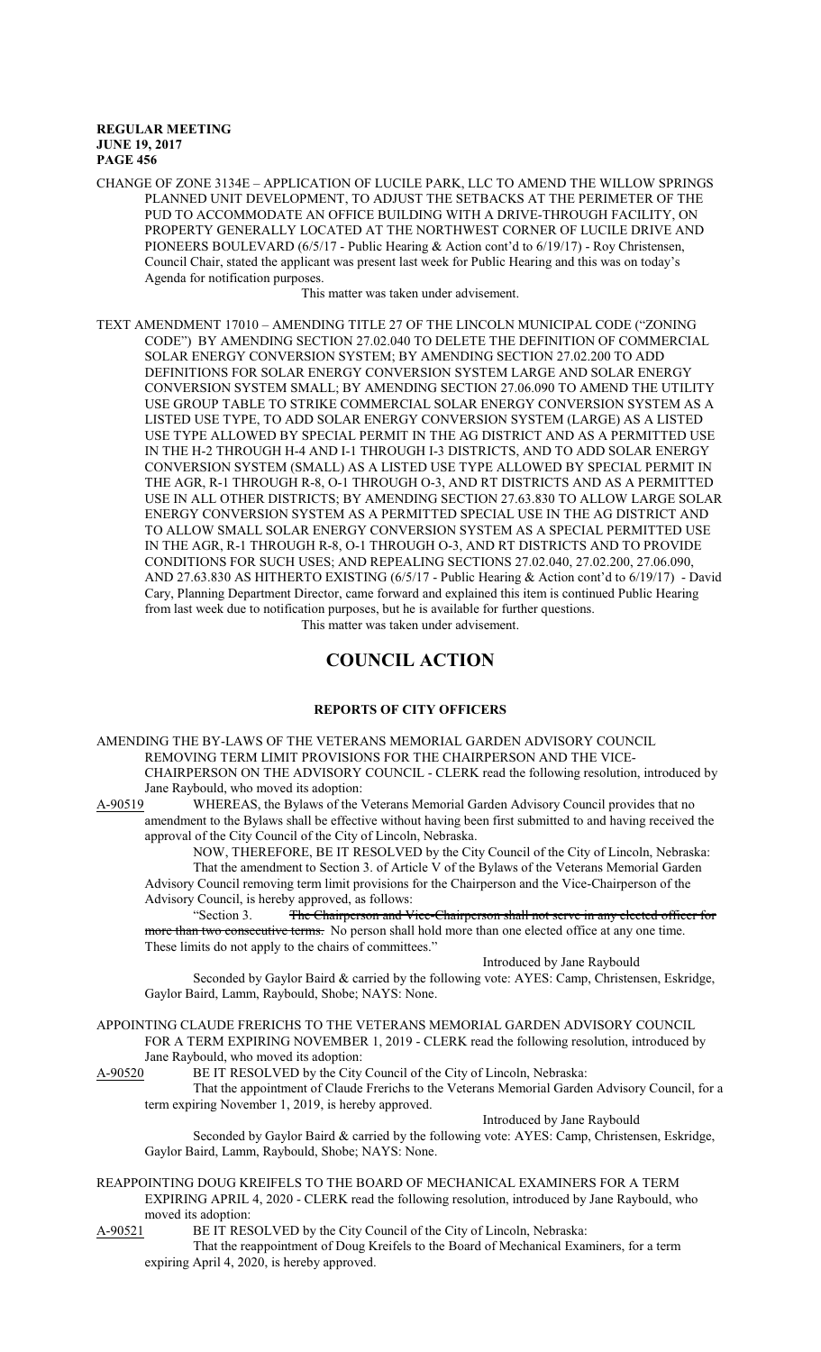CHANGE OF ZONE 3134E – APPLICATION OF LUCILE PARK, LLC TO AMEND THE WILLOW SPRINGS PLANNED UNIT DEVELOPMENT, TO ADJUST THE SETBACKS AT THE PERIMETER OF THE PUD TO ACCOMMODATE AN OFFICE BUILDING WITH A DRIVE-THROUGH FACILITY, ON PROPERTY GENERALLY LOCATED AT THE NORTHWEST CORNER OF LUCILE DRIVE AND PIONEERS BOULEVARD (6/5/17 - Public Hearing & Action cont'd to 6/19/17) - Roy Christensen, Council Chair, stated the applicant was present last week for Public Hearing and this was on today's Agenda for notification purposes.

This matter was taken under advisement.

TEXT AMENDMENT 17010 – AMENDING TITLE 27 OF THE LINCOLN MUNICIPAL CODE ("ZONING CODE") BY AMENDING SECTION 27.02.040 TO DELETE THE DEFINITION OF COMMERCIAL SOLAR ENERGY CONVERSION SYSTEM; BY AMENDING SECTION 27.02.200 TO ADD DEFINITIONS FOR SOLAR ENERGY CONVERSION SYSTEM LARGE AND SOLAR ENERGY CONVERSION SYSTEM SMALL; BY AMENDING SECTION 27.06.090 TO AMEND THE UTILITY USE GROUP TABLE TO STRIKE COMMERCIAL SOLAR ENERGY CONVERSION SYSTEM AS A LISTED USE TYPE, TO ADD SOLAR ENERGY CONVERSION SYSTEM (LARGE) AS A LISTED USE TYPE ALLOWED BY SPECIAL PERMIT IN THE AG DISTRICT AND AS A PERMITTED USE IN THE H-2 THROUGH H-4 AND I-1 THROUGH I-3 DISTRICTS, AND TO ADD SOLAR ENERGY CONVERSION SYSTEM (SMALL) AS A LISTED USE TYPE ALLOWED BY SPECIAL PERMIT IN THE AGR, R-1 THROUGH R-8, O-1 THROUGH O-3, AND RT DISTRICTS AND AS A PERMITTED USE IN ALL OTHER DISTRICTS; BY AMENDING SECTION 27.63.830 TO ALLOW LARGE SOLAR ENERGY CONVERSION SYSTEM AS A PERMITTED SPECIAL USE IN THE AG DISTRICT AND TO ALLOW SMALL SOLAR ENERGY CONVERSION SYSTEM AS A SPECIAL PERMITTED USE IN THE AGR, R-1 THROUGH R-8, O-1 THROUGH O-3, AND RT DISTRICTS AND TO PROVIDE CONDITIONS FOR SUCH USES; AND REPEALING SECTIONS 27.02.040, 27.02.200, 27.06.090, AND 27.63.830 AS HITHERTO EXISTING (6/5/17 - Public Hearing & Action cont'd to 6/19/17) - David Cary, Planning Department Director, came forward and explained this item is continued Public Hearing from last week due to notification purposes, but he is available for further questions.

This matter was taken under advisement.

# COUNCIL ACTION

## REPORTS OF CITY OFFICERS

AMENDING THE BY-LAWS OF THE VETERANS MEMORIAL GARDEN ADVISORY COUNCIL REMOVING TERM LIMIT PROVISIONS FOR THE CHAIRPERSON AND THE VICE-CHAIRPERSON ON THE ADVISORY COUNCIL - CLERK read the following resolution, introduced by Jane Raybould, who moved its adoption:

A-90519 WHEREAS, the Bylaws of the Veterans Memorial Garden Advisory Council provides that no amendment to the Bylaws shall be effective without having been first submitted to and having received the approval of the City Council of the City of Lincoln, Nebraska.

NOW, THEREFORE, BE IT RESOLVED by the City Council of the City of Lincoln, Nebraska:

That the amendment to Section 3. of Article V of the Bylaws of the Veterans Memorial Garden Advisory Council removing term limit provisions for the Chairperson and the Vice-Chairperson of the Advisory Council, is hereby approved, as follows:

"Section 3. ~~The Chairperson and Vice-Chairperson shall not serve in any elected officer for more than two consecutive terms.~~ No person shall hold more than one elected office at any one time. These limits do not apply to the chairs of committees."

Introduced by Jane Raybould

Seconded by Gaylor Baird & carried by the following vote: AYES: Camp, Christensen, Eskridge, Gaylor Baird, Lamm, Raybould, Shobe; NAYS: None.

APPOINTING CLAUDE FRERICHS TO THE VETERANS MEMORIAL GARDEN ADVISORY COUNCIL FOR A TERM EXPIRING NOVEMBER 1, 2019 - CLERK read the following resolution, introduced by Jane Raybould, who moved its adoption:

A-90520 BE IT RESOLVED by the City Council of the City of Lincoln, Nebraska:

That the appointment of Claude Frerichs to the Veterans Memorial Garden Advisory Council, for a term expiring November 1, 2019, is hereby approved.

Introduced by Jane Raybould

Seconded by Gaylor Baird & carried by the following vote: AYES: Camp, Christensen, Eskridge, Gaylor Baird, Lamm, Raybould, Shobe; NAYS: None.

REAPPOINTING DOUG KREIFELS TO THE BOARD OF MECHANICAL EXAMINERS FOR A TERM EXPIRING APRIL 4, 2020 - CLERK read the following resolution, introduced by Jane Raybould, who moved its adoption:

A-90521 BE IT RESOLVED by the City Council of the City of Lincoln, Nebraska:

That the reappointment of Doug Kreifels to the Board of Mechanical Examiners, for a term expiring April 4, 2020, is hereby approved.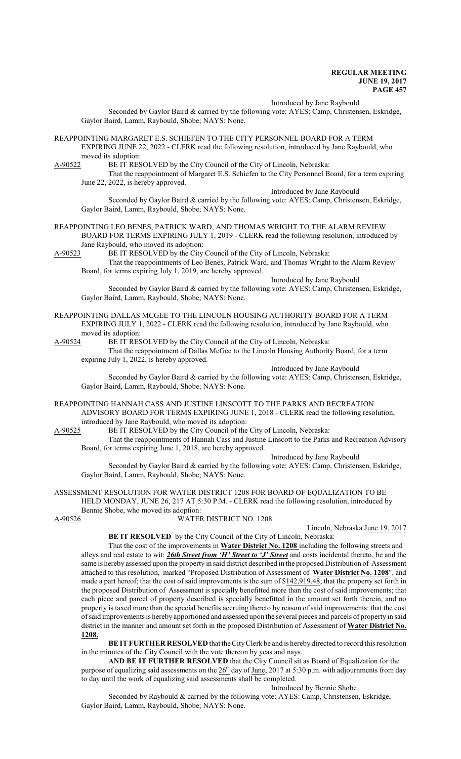Introduced by Jane Raybould

Seconded by Gaylor Baird & carried by the following vote: AYES: Camp, Christensen, Eskridge, Gaylor Baird, Lamm, Raybould, Shobe; NAYS: None.

REAPPOINTING MARGARET E.S. SCHIEFEN TO THE CITY PERSONNEL BOARD FOR A TERM EXPIRING JUNE 22, 2022 - CLERK read the following resolution, introduced by Jane Raybould, who moved its adoption:

A-90522 BE IT RESOLVED by the City Council of the City of Lincoln, Nebraska:

That the reappointment of Margaret E.S. Schiefen to the City Personnel Board, for a term expiring June 22, 2022, is hereby approved.

Introduced by Jane Raybould

Seconded by Gaylor Baird & carried by the following vote: AYES: Camp, Christensen, Eskridge, Gaylor Baird, Lamm, Raybould, Shobe; NAYS: None.

REAPPOINTING LEO BENES, PATRICK WARD, AND THOMAS WRIGHT TO THE ALARM REVIEW BOARD FOR TERMS EXPIRING JULY 1, 2019 - CLERK read the following resolution, introduced by Jane Raybould, who moved its adoption:

A-90523 BE IT RESOLVED by the City Council of the City of Lincoln, Nebraska:

That the reappointments of Leo Benes, Patrick Ward, and Thomas Wright to the Alarm Review Board, for terms expiring July 1, 2019, are hereby approved.

Introduced by Jane Raybould

Seconded by Gaylor Baird & carried by the following vote: AYES: Camp, Christensen, Eskridge, Gaylor Baird, Lamm, Raybould, Shobe; NAYS: None.

REAPPOINTING DALLAS MCGEE TO THE LINCOLN HOUSING AUTHORITY BOARD FOR A TERM EXPIRING JULY 1, 2022 - CLERK read the following resolution, introduced by Jane Raybould, who moved its adoption:

A-90524 BE IT RESOLVED by the City Council of the City of Lincoln, Nebraska:

That the reappointment of Dallas McGee to the Lincoln Housing Authority Board, for a term expiring July 1, 2022, is hereby approved.

Introduced by Jane Raybould

Seconded by Gaylor Baird & carried by the following vote: AYES: Camp, Christensen, Eskridge, Gaylor Baird, Lamm, Raybould, Shobe; NAYS: None.

REAPPOINTING HANNAH CASS AND JUSTINE LINSCOTT TO THE PARKS AND RECREATION ADVISORY BOARD FOR TERMS EXPIRING JUNE 1, 2018 - CLERK read the following resolution, introduced by Jane Raybould, who moved its adoption:

A-90525 BE IT RESOLVED by the City Council of the City of Lincoln, Nebraska:

That the reappointments of Hannah Cass and Justine Linscott to the Parks and Recreation Advisory Board, for terms expiring June 1, 2018, are hereby approved.

Introduced by Jane Raybould

Seconded by Gaylor Baird & carried by the following vote: AYES: Camp, Christensen, Eskridge, Gaylor Baird, Lamm, Raybould, Shobe; NAYS: None.

ASSESSMENT RESOLUTION FOR WATER DISTRICT 1208 FOR BOARD OF EQUALIZATION TO BE HELD MONDAY, JUNE 26, 217 AT 5:30 P.M. - CLERK read the following resolution, introduced by Bennie Shobe, who moved its adoption:

A-90526 WATER DISTRICT NO. 1208

Lincoln, Nebraska June 19, 2017

**BE IT RESOLVED** by the City Council of the City of Lincoln, Nebraska:

That the cost of the improvements in **Water District No. 1208** including the following streets and alleys and real estate to wit: ***26th Street from 'H' Street to 'J' Street*** and costs incidental thereto, be and the same is hereby assessed upon the property in said district described in the proposed Distribution of Assessment attached to this resolution, marked "Proposed Distribution of Assessment of **Water District No. 1208**", and made a part hereof; that the cost of said improvements is the sum of $142,919.48; that the property set forth in the proposed Distribution of Assessment is specially benefitted more than the cost of said improvements; that each piece and parcel of property described is specially benefitted in the amount set forth therein, and no property is taxed more than the special benefits accruing thereto by reason of said improvements: that the cost of said improvements is hereby apportioned and assessed upon the several pieces and parcels of property in said district in the manner and amount set forth in the proposed Distribution of Assessment of **Water District No. 1208.**

**BE IT FURTHER RESOLVED** that the City Clerk be and is hereby directed to record this resolution in the minutes of the City Council with the vote thereon by yeas and nays.

**AND BE IT FURTHER RESOLVED** that the City Council sit as Board of Equalization for the purpose of equalizing said assessments on the 26th day of June, 2017 at 5:30 p.m. with adjournments from day to day until the work of equalizing said assessments shall be completed.

Introduced by Bennie Shobe

Seconded by Raybould & carried by the following vote: AYES: Camp, Christensen, Eskridge, Gaylor Baird, Lamm, Raybould, Shobe; NAYS: None.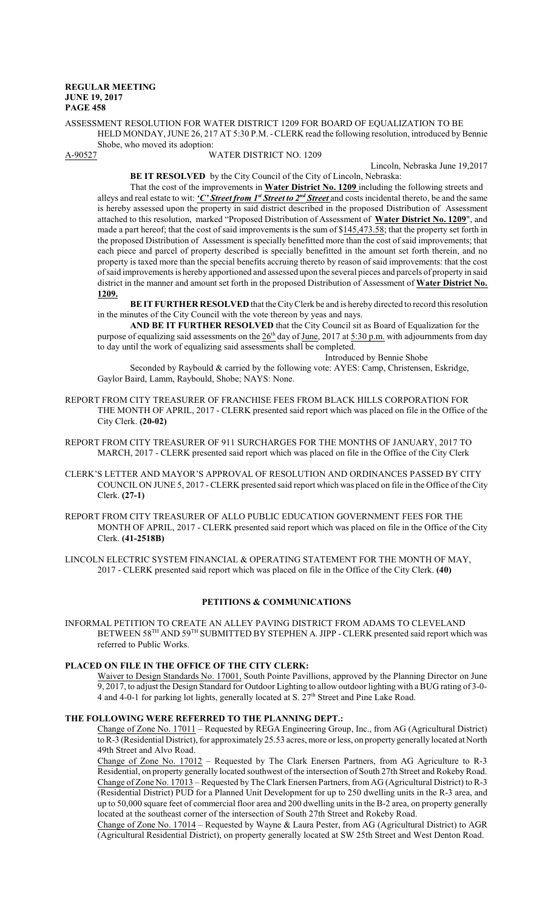**REGULAR MEETING**
**JUNE 19, 2017**
**PAGE 458**

ASSESSMENT RESOLUTION FOR WATER DISTRICT 1209 FOR BOARD OF EQUALIZATION TO BE HELD MONDAY, JUNE 26, 217 AT 5:30 P.M. - CLERK read the following resolution, introduced by Bennie Shobe, who moved its adoption:

A-90527 WATER DISTRICT NO. 1209

Lincoln, Nebraska June 19,2017

**BE IT RESOLVED** by the City Council of the City of Lincoln, Nebraska:

That the cost of the improvements in **Water District No. 1209** including the following streets and alleys and real estate to wit: ***'C' Street from 1st Street to 2nd Street*** and costs incidental thereto, be and the same is hereby assessed upon the property in said district described in the proposed Distribution of Assessment attached to this resolution, marked "Proposed Distribution of Assessment of **Water District No. 1209**", and made a part hereof; that the cost of said improvements is the sum of $145,473.58; that the property set forth in the proposed Distribution of Assessment is specially benefitted more than the cost of said improvements; that each piece and parcel of property described is specially benefitted in the amount set forth therein, and no property is taxed more than the special benefits accruing thereto by reason of said improvements: that the cost of said improvements is hereby apportioned and assessed upon the several pieces and parcels of property in said district in the manner and amount set forth in the proposed Distribution of Assessment of **Water District No. 1209.**

**BE IT FURTHER RESOLVED** that the City Clerk be and is hereby directed to record this resolution in the minutes of the City Council with the vote thereon by yeas and nays.

**AND BE IT FURTHER RESOLVED** that the City Council sit as Board of Equalization for the purpose of equalizing said assessments on the 26th day of June, 2017 at 5:30 p.m. with adjournments from day to day until the work of equalizing said assessments shall be completed.

Introduced by Bennie Shobe

Seconded by Raybould & carried by the following vote: AYES: Camp, Christensen, Eskridge, Gaylor Baird, Lamm, Raybould, Shobe; NAYS: None.

REPORT FROM CITY TREASURER OF FRANCHISE FEES FROM BLACK HILLS CORPORATION FOR THE MONTH OF APRIL, 2017 - CLERK presented said report which was placed on file in the Office of the City Clerk. **(20-02)**

REPORT FROM CITY TREASURER OF 911 SURCHARGES FOR THE MONTHS OF JANUARY, 2017 TO MARCH, 2017 - CLERK presented said report which was placed on file in the Office of the City Clerk

CLERK'S LETTER AND MAYOR'S APPROVAL OF RESOLUTION AND ORDINANCES PASSED BY CITY COUNCIL ON JUNE 5, 2017 - CLERK presented said report which was placed on file in the Office of the City Clerk. **(27-1)**

REPORT FROM CITY TREASURER OF ALLO PUBLIC EDUCATION GOVERNMENT FEES FOR THE MONTH OF APRIL, 2017 - CLERK presented said report which was placed on file in the Office of the City Clerk. **(41-2518B)**

LINCOLN ELECTRIC SYSTEM FINANCIAL & OPERATING STATEMENT FOR THE MONTH OF MAY, 2017 - CLERK presented said report which was placed on file in the Office of the City Clerk. **(40)**

## PETITIONS & COMMUNICATIONS

INFORMAL PETITION TO CREATE AN ALLEY PAVING DISTRICT FROM ADAMS TO CLEVELAND BETWEEN 58TH AND 59TH SUBMITTED BY STEPHEN A. JIPP - CLERK presented said report which was referred to Public Works.

**PLACED ON FILE IN THE OFFICE OF THE CITY CLERK:**

Waiver to Design Standards No. 17001, South Pointe Pavillions, approved by the Planning Director on June 9, 2017, to adjust the Design Standard for Outdoor Lighting to allow outdoor lighting with a BUG rating of 3-0-4 and 4-0-1 for parking lot lights, generally located at S. 27th Street and Pine Lake Road.

**THE FOLLOWING WERE REFERRED TO THE PLANNING DEPT.:**

Change of Zone No. 17011 – Requested by REGA Engineering Group, Inc., from AG (Agricultural District) to R-3 (Residential District), for approximately 25.53 acres, more or less, on property generally located at North 49th Street and Alvo Road.

Change of Zone No. 17012 – Requested by The Clark Enersen Partners, from AG Agriculture to R-3 Residential, on property generally located southwest of the intersection of South 27th Street and Rokeby Road.

Change of Zone No. 17013 – Requested by The Clark Enersen Partners, from AG (Agricultural District) to R-3 (Residential District) PUD for a Planned Unit Development for up to 250 dwelling units in the R-3 area, and up to 50,000 square feet of commercial floor area and 200 dwelling units in the B-2 area, on property generally located at the southeast corner of the intersection of South 27th Street and Rokeby Road.

Change of Zone No. 17014 – Requested by Wayne & Laura Pester, from AG (Agricultural District) to AGR (Agricultural Residential District), on property generally located at SW 25th Street and West Denton Road.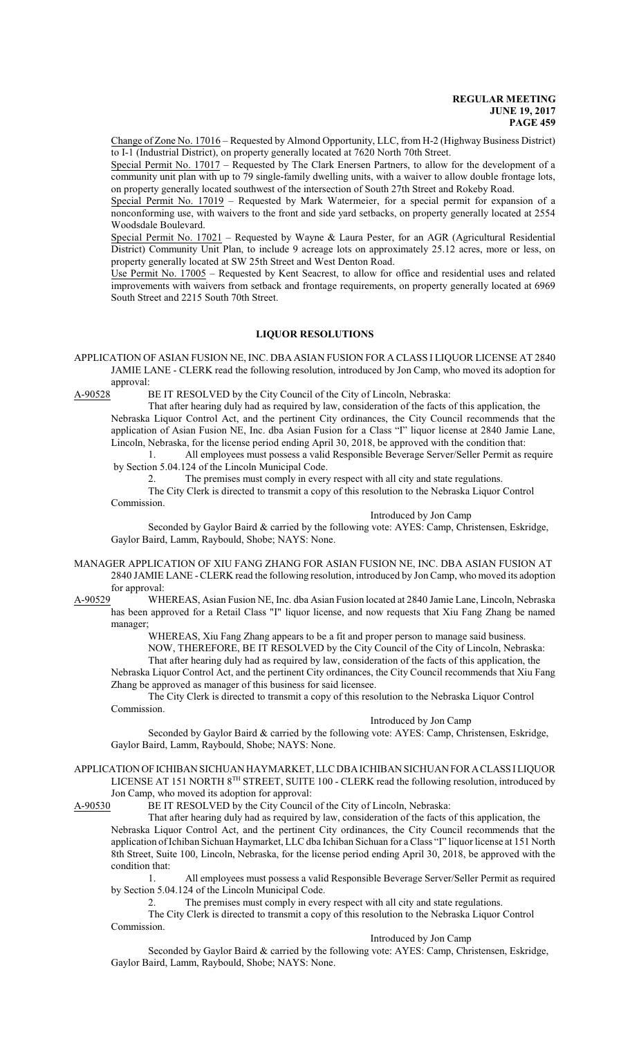Change of Zone No. 17016 – Requested by Almond Opportunity, LLC, from H-2 (Highway Business District) to I-1 (Industrial District), on property generally located at 7620 North 70th Street.

Special Permit No. 17017 – Requested by The Clark Enersen Partners, to allow for the development of a community unit plan with up to 79 single-family dwelling units, with a waiver to allow double frontage lots, on property generally located southwest of the intersection of South 27th Street and Rokeby Road.

Special Permit No. 17019 – Requested by Mark Watermeier, for a special permit for expansion of a nonconforming use, with waivers to the front and side yard setbacks, on property generally located at 2554 Woodsdale Boulevard.

Special Permit No. 17021 – Requested by Wayne & Laura Pester, for an AGR (Agricultural Residential District) Community Unit Plan, to include 9 acreage lots on approximately 25.12 acres, more or less, on property generally located at SW 25th Street and West Denton Road.

Use Permit No. 17005 – Requested by Kent Seacrest, to allow for office and residential uses and related improvements with waivers from setback and frontage requirements, on property generally located at 6969 South Street and 2215 South 70th Street.

## LIQUOR RESOLUTIONS

APPLICATION OF ASIAN FUSION NE, INC. DBA ASIAN FUSION FOR A CLASS I LIQUOR LICENSE AT 2840 JAMIE LANE - CLERK read the following resolution, introduced by Jon Camp, who moved its adoption for approval:

A-90528 BE IT RESOLVED by the City Council of the City of Lincoln, Nebraska:

That after hearing duly had as required by law, consideration of the facts of this application, the Nebraska Liquor Control Act, and the pertinent City ordinances, the City Council recommends that the application of Asian Fusion NE, Inc. dba Asian Fusion for a Class "I" liquor license at 2840 Jamie Lane, Lincoln, Nebraska, for the license period ending April 30, 2018, be approved with the condition that:

1. All employees must possess a valid Responsible Beverage Server/Seller Permit as require by Section 5.04.124 of the Lincoln Municipal Code.
2. The premises must comply in every respect with all city and state regulations.

The City Clerk is directed to transmit a copy of this resolution to the Nebraska Liquor Control Commission.

Introduced by Jon Camp

Seconded by Gaylor Baird & carried by the following vote: AYES: Camp, Christensen, Eskridge, Gaylor Baird, Lamm, Raybould, Shobe; NAYS: None.

MANAGER APPLICATION OF XIU FANG ZHANG FOR ASIAN FUSION NE, INC. DBA ASIAN FUSION AT 2840 JAMIE LANE - CLERK read the following resolution, introduced by Jon Camp, who moved its adoption for approval:

A-90529 WHEREAS, Asian Fusion NE, Inc. dba Asian Fusion located at 2840 Jamie Lane, Lincoln, Nebraska has been approved for a Retail Class "I" liquor license, and now requests that Xiu Fang Zhang be named manager;

WHEREAS, Xiu Fang Zhang appears to be a fit and proper person to manage said business.

NOW, THEREFORE, BE IT RESOLVED by the City Council of the City of Lincoln, Nebraska:

That after hearing duly had as required by law, consideration of the facts of this application, the Nebraska Liquor Control Act, and the pertinent City ordinances, the City Council recommends that Xiu Fang Zhang be approved as manager of this business for said licensee.

The City Clerk is directed to transmit a copy of this resolution to the Nebraska Liquor Control Commission.

Introduced by Jon Camp

Seconded by Gaylor Baird & carried by the following vote: AYES: Camp, Christensen, Eskridge, Gaylor Baird, Lamm, Raybould, Shobe; NAYS: None.

APPLICATION OF ICHIBAN SICHUAN HAYMARKET, LLC DBA ICHIBAN SICHUAN FOR A CLASS I LIQUOR LICENSE AT 151 NORTH 8TH STREET, SUITE 100 - CLERK read the following resolution, introduced by Jon Camp, who moved its adoption for approval:

A-90530 BE IT RESOLVED by the City Council of the City of Lincoln, Nebraska:

That after hearing duly had as required by law, consideration of the facts of this application, the Nebraska Liquor Control Act, and the pertinent City ordinances, the City Council recommends that the application of Ichiban Sichuan Haymarket, LLC dba Ichiban Sichuan for a Class "I" liquor license at 151 North 8th Street, Suite 100, Lincoln, Nebraska, for the license period ending April 30, 2018, be approved with the condition that:

1. All employees must possess a valid Responsible Beverage Server/Seller Permit as required by Section 5.04.124 of the Lincoln Municipal Code.
2. The premises must comply in every respect with all city and state regulations.

The City Clerk is directed to transmit a copy of this resolution to the Nebraska Liquor Control Commission.

Introduced by Jon Camp

Seconded by Gaylor Baird & carried by the following vote: AYES: Camp, Christensen, Eskridge, Gaylor Baird, Lamm, Raybould, Shobe; NAYS: None.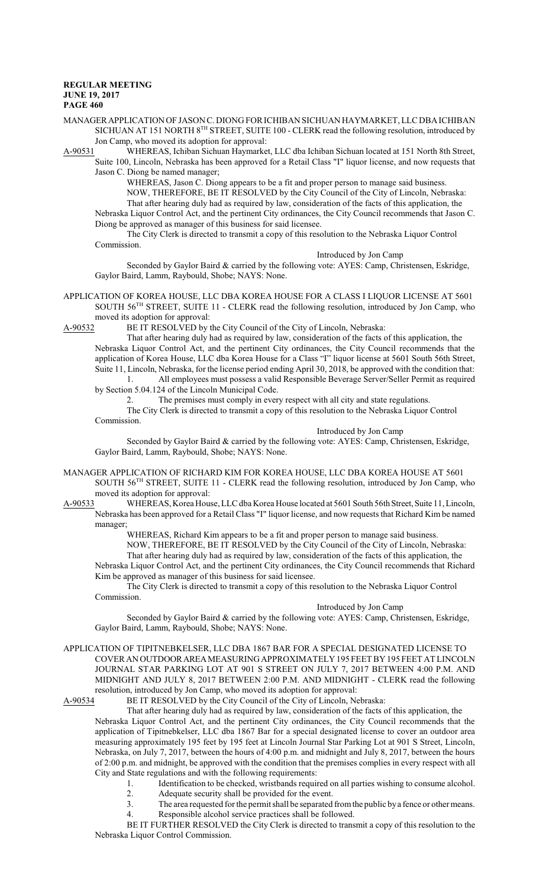MANAGER APPLICATION OF JASON C. DIONG FOR ICHIBAN SICHUAN HAYMARKET, LLC DBA ICHIBAN SICHUAN AT 151 NORTH 8TH STREET, SUITE 100 - CLERK read the following resolution, introduced by Jon Camp, who moved its adoption for approval:

A-90531 WHEREAS, Ichiban Sichuan Haymarket, LLC dba Ichiban Sichuan located at 151 North 8th Street, Suite 100, Lincoln, Nebraska has been approved for a Retail Class "I" liquor license, and now requests that Jason C. Diong be named manager;

WHEREAS, Jason C. Diong appears to be a fit and proper person to manage said business.

NOW, THEREFORE, BE IT RESOLVED by the City Council of the City of Lincoln, Nebraska:

That after hearing duly had as required by law, consideration of the facts of this application, the Nebraska Liquor Control Act, and the pertinent City ordinances, the City Council recommends that Jason C. Diong be approved as manager of this business for said licensee.

The City Clerk is directed to transmit a copy of this resolution to the Nebraska Liquor Control Commission.

Introduced by Jon Camp

Seconded by Gaylor Baird & carried by the following vote: AYES: Camp, Christensen, Eskridge, Gaylor Baird, Lamm, Raybould, Shobe; NAYS: None.

APPLICATION OF KOREA HOUSE, LLC DBA KOREA HOUSE FOR A CLASS I LIQUOR LICENSE AT 5601 SOUTH 56TH STREET, SUITE 11 - CLERK read the following resolution, introduced by Jon Camp, who moved its adoption for approval:

A-90532 BE IT RESOLVED by the City Council of the City of Lincoln, Nebraska:

That after hearing duly had as required by law, consideration of the facts of this application, the Nebraska Liquor Control Act, and the pertinent City ordinances, the City Council recommends that the application of Korea House, LLC dba Korea House for a Class "I" liquor license at 5601 South 56th Street, Suite 11, Lincoln, Nebraska, for the license period ending April 30, 2018, be approved with the condition that:

1. All employees must possess a valid Responsible Beverage Server/Seller Permit as required by Section 5.04.124 of the Lincoln Municipal Code.
2. The premises must comply in every respect with all city and state regulations.

The City Clerk is directed to transmit a copy of this resolution to the Nebraska Liquor Control Commission.

Introduced by Jon Camp

Seconded by Gaylor Baird & carried by the following vote: AYES: Camp, Christensen, Eskridge, Gaylor Baird, Lamm, Raybould, Shobe; NAYS: None.

MANAGER APPLICATION OF RICHARD KIM FOR KOREA HOUSE, LLC DBA KOREA HOUSE AT 5601 SOUTH 56TH STREET, SUITE 11 - CLERK read the following resolution, introduced by Jon Camp, who moved its adoption for approval:

A-90533 WHEREAS, Korea House, LLC dba Korea House located at 5601 South 56th Street, Suite 11, Lincoln, Nebraska has been approved for a Retail Class "I" liquor license, and now requests that Richard Kim be named manager;

WHEREAS, Richard Kim appears to be a fit and proper person to manage said business.

NOW, THEREFORE, BE IT RESOLVED by the City Council of the City of Lincoln, Nebraska:

That after hearing duly had as required by law, consideration of the facts of this application, the Nebraska Liquor Control Act, and the pertinent City ordinances, the City Council recommends that Richard Kim be approved as manager of this business for said licensee.

The City Clerk is directed to transmit a copy of this resolution to the Nebraska Liquor Control Commission.

Introduced by Jon Camp

Seconded by Gaylor Baird & carried by the following vote: AYES: Camp, Christensen, Eskridge, Gaylor Baird, Lamm, Raybould, Shobe; NAYS: None.

APPLICATION OF TIPITNEBKELSER, LLC DBA 1867 BAR FOR A SPECIAL DESIGNATED LICENSE TO COVER AN OUTDOOR AREA MEASURING APPROXIMATELY 195 FEET BY 195 FEET AT LINCOLN JOURNAL STAR PARKING LOT AT 901 S STREET ON JULY 7, 2017 BETWEEN 4:00 P.M. AND MIDNIGHT AND JULY 8, 2017 BETWEEN 2:00 P.M. AND MIDNIGHT - CLERK read the following resolution, introduced by Jon Camp, who moved its adoption for approval:

A-90534 BE IT RESOLVED by the City Council of the City of Lincoln, Nebraska:

That after hearing duly had as required by law, consideration of the facts of this application, the Nebraska Liquor Control Act, and the pertinent City ordinances, the City Council recommends that the application of Tipitnebkelser, LLC dba 1867 Bar for a special designated license to cover an outdoor area measuring approximately 195 feet by 195 feet at Lincoln Journal Star Parking Lot at 901 S Street, Lincoln, Nebraska, on July 7, 2017, between the hours of 4:00 p.m. and midnight and July 8, 2017, between the hours of 2:00 p.m. and midnight, be approved with the condition that the premises complies in every respect with all City and State regulations and with the following requirements:

1. Identification to be checked, wristbands required on all parties wishing to consume alcohol.
2. Adequate security shall be provided for the event.
3. The area requested for the permit shall be separated from the public by a fence or other means.
4. Responsible alcohol service practices shall be followed.

BE IT FURTHER RESOLVED the City Clerk is directed to transmit a copy of this resolution to the Nebraska Liquor Control Commission.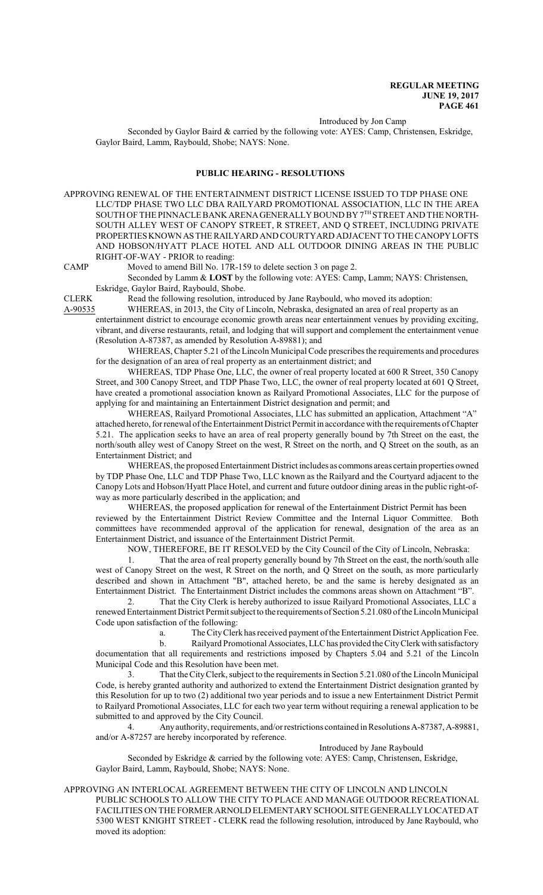Introduced by Jon Camp

Seconded by Gaylor Baird & carried by the following vote: AYES: Camp, Christensen, Eskridge, Gaylor Baird, Lamm, Raybould, Shobe; NAYS: None.

## PUBLIC HEARING - RESOLUTIONS

APPROVING RENEWAL OF THE ENTERTAINMENT DISTRICT LICENSE ISSUED TO TDP PHASE ONE LLC/TDP PHASE TWO LLC DBA RAILYARD PROMOTIONAL ASSOCIATION, LLC IN THE AREA SOUTH OF THE PINNACLE BANK ARENA GENERALLY BOUND BY 7TH STREET AND THE NORTH-SOUTH ALLEY WEST OF CANOPY STREET, R STREET, AND Q STREET, INCLUDING PRIVATE PROPERTIES KNOWN AS THE RAILYARD AND COURTYARD ADJACENT TO THE CANOPY LOFTS AND HOBSON/HYATT PLACE HOTEL AND ALL OUTDOOR DINING AREAS IN THE PUBLIC RIGHT-OF-WAY - PRIOR to reading:

CAMP Moved to amend Bill No. 17R-159 to delete section 3 on page 2.

Seconded by Lamm & **LOST** by the following vote: AYES: Camp, Lamm; NAYS: Christensen, Eskridge, Gaylor Baird, Raybould, Shobe.

CLERK Read the following resolution, introduced by Jane Raybould, who moved its adoption:

A-90535 WHEREAS, in 2013, the City of Lincoln, Nebraska, designated an area of real property as an entertainment district to encourage economic growth areas near entertainment venues by providing exciting, vibrant, and diverse restaurants, retail, and lodging that will support and complement the entertainment venue (Resolution A-87387, as amended by Resolution A-89881); and

WHEREAS, Chapter 5.21 of the Lincoln Municipal Code prescribes the requirements and procedures for the designation of an area of real property as an entertainment district; and

WHEREAS, TDP Phase One, LLC, the owner of real property located at 600 R Street, 350 Canopy Street, and 300 Canopy Street, and TDP Phase Two, LLC, the owner of real property located at 601 Q Street, have created a promotional association known as Railyard Promotional Associates, LLC for the purpose of applying for and maintaining an Entertainment District designation and permit; and

WHEREAS, Railyard Promotional Associates, LLC has submitted an application, Attachment "A" attached hereto, for renewal of the Entertainment District Permit in accordance with the requirements of Chapter 5.21. The application seeks to have an area of real property generally bound with the 7th Street on the east, the north/south alley west of Canopy Street on the west, R Street on the north, and Q Street on the south, as an Entertainment District; and

WHEREAS, the proposed Entertainment District includes as commons areas certain properties owned by TDP Phase One, LLC and TDP Phase Two, LLC known as the Railyard and the Courtyard adjacent to the Canopy Lots and Hobson/Hyatt Place Hotel, and current and future outdoor dining areas in the public right-of-way as more particularly described in the application; and

WHEREAS, the proposed application for renewal of the Entertainment District Permit has been reviewed by the Entertainment District Review Committee and the Internal Liquor Committee. Both committees have recommended approval of the application for renewal, designation of the area as an Entertainment District, and issuance of the Entertainment District Permit.

NOW, THEREFORE, BE IT RESOLVED by the City Council of the City of Lincoln, Nebraska:

1. That the area of real property generally bound by 7th Street on the east, the north/south alle west of Canopy Street on the west, R Street on the north, and Q Street on the south, as more particularly described and shown in Attachment "B", attached hereto, be and the same is hereby designated as an Entertainment District. The Entertainment District includes the commons areas shown on Attachment "B".

2. That the City Clerk is hereby authorized to issue Railyard Promotional Associates, LLC a renewed Entertainment District Permit subject to the requirements of Section 5.21.080 of the Lincoln Municipal Code upon satisfaction of the following:

a. The City Clerk has received payment of the Entertainment District Application Fee.

b. Railyard Promotional Associates, LLC has provided the City Clerk with satisfactory documentation that all requirements and restrictions imposed by Chapters 5.04 and 5.21 of the Lincoln Municipal Code and this Resolution have been met.

3. That the City Clerk, subject to the requirements in Section 5.21.080 of the Lincoln Municipal Code, is hereby granted authority and authorized to extend the Entertainment District designation granted by this Resolution for up to two (2) additional two year periods and to issue a new Entertainment District Permit to Railyard Promotional Associates, LLC for each two year term without requiring a renewal application to be submitted to and approved by the City Council.

4. Any authority, requirements, and/or restrictions contained in Resolutions A-87387, A-89881, and/or A-87257 are hereby incorporated by reference.

Introduced by Jane Raybould

Seconded by Eskridge & carried by the following vote: AYES: Camp, Christensen, Eskridge, Gaylor Baird, Lamm, Raybould, Shobe; NAYS: None.

APPROVING AN INTERLOCAL AGREEMENT BETWEEN THE CITY OF LINCOLN AND LINCOLN PUBLIC SCHOOLS TO ALLOW THE CITY TO PLACE AND MANAGE OUTDOOR RECREATIONAL FACILITIES ON THE FORMER ARNOLD ELEMENTARY SCHOOL SITE GENERALLY LOCATED AT 5300 WEST KNIGHT STREET - CLERK read the following resolution, introduced by Jane Raybould, who moved its adoption: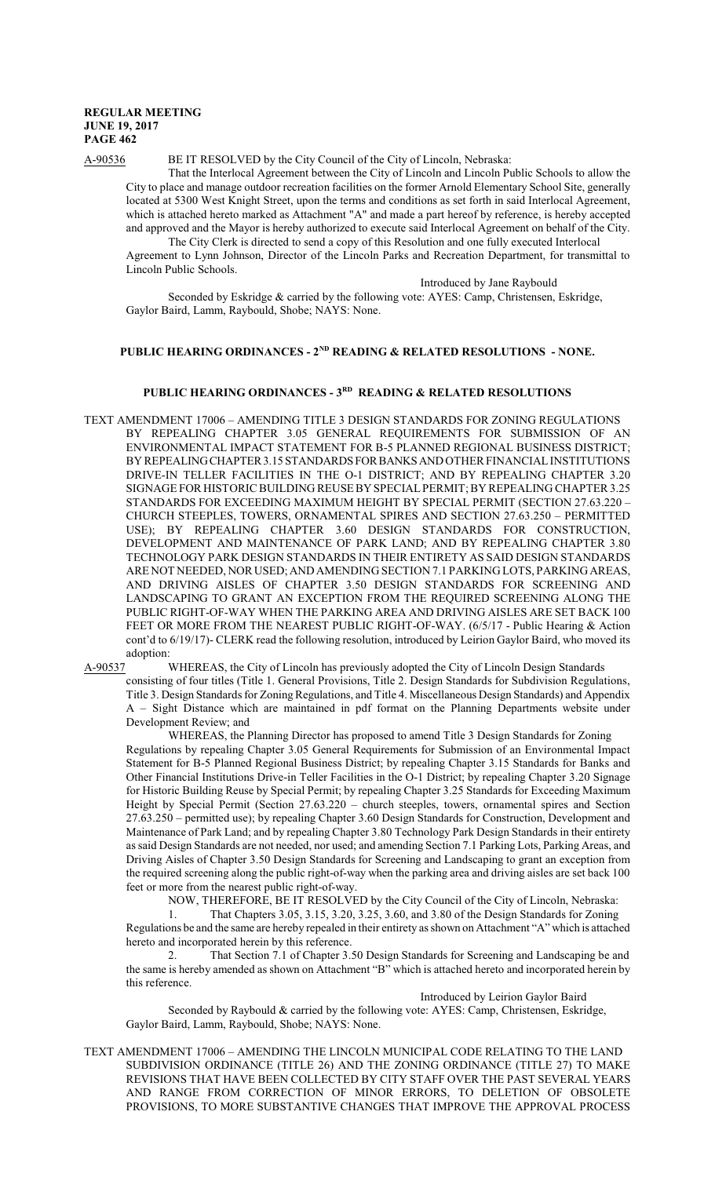A-90536 BE IT RESOLVED by the City Council of the City of Lincoln, Nebraska:

That the Interlocal Agreement between the City of Lincoln and Lincoln Public Schools to allow the City to place and manage outdoor recreation facilities on the former Arnold Elementary School Site, generally located at 5300 West Knight Street, upon the terms and conditions as set forth in said Interlocal Agreement, which is attached hereto marked as Attachment "A" and made a part hereof by reference, is hereby accepted and approved and the Mayor is hereby authorized to execute said Interlocal Agreement on behalf of the City.

The City Clerk is directed to send a copy of this Resolution and one fully executed Interlocal Agreement to Lynn Johnson, Director of the Lincoln Parks and Recreation Department, for transmittal to Lincoln Public Schools.

Introduced by Jane Raybould

Seconded by Eskridge & carried by the following vote: AYES: Camp, Christensen, Eskridge, Gaylor Baird, Lamm, Raybould, Shobe; NAYS: None.

## PUBLIC HEARING ORDINANCES - 2ND READING & RELATED RESOLUTIONS - NONE.

## PUBLIC HEARING ORDINANCES - 3RD READING & RELATED RESOLUTIONS

TEXT AMENDMENT 17006 – AMENDING TITLE 3 DESIGN STANDARDS FOR ZONING REGULATIONS BY REPEALING CHAPTER 3.05 GENERAL REQUIREMENTS FOR SUBMISSION OF AN ENVIRONMENTAL IMPACT STATEMENT FOR B-5 PLANNED REGIONAL BUSINESS DISTRICT; BY REPEALING CHAPTER 3.15 STANDARDS FOR BANKS AND OTHER FINANCIAL INSTITUTIONS DRIVE-IN TELLER FACILITIES IN THE O-1 DISTRICT; AND BY REPEALING CHAPTER 3.20 SIGNAGE FOR HISTORIC BUILDING REUSE BY SPECIAL PERMIT; BY REPEALING CHAPTER 3.25 STANDARDS FOR EXCEEDING MAXIMUM HEIGHT BY SPECIAL PERMIT (SECTION 27.63.220 – CHURCH STEEPLES, TOWERS, ORNAMENTAL SPIRES AND SECTION 27.63.250 – PERMITTED USE); BY REPEALING CHAPTER 3.60 DESIGN STANDARDS FOR CONSTRUCTION, DEVELOPMENT AND MAINTENANCE OF PARK LAND; AND BY REPEALING CHAPTER 3.80 TECHNOLOGY PARK DESIGN STANDARDS IN THEIR ENTIRETY AS SAID DESIGN STANDARDS ARE NOT NEEDED, NOR USED; AND AMENDING SECTION 7.1 PARKING LOTS, PARKING AREAS, AND DRIVING AISLES OF CHAPTER 3.50 DESIGN STANDARDS FOR SCREENING AND LANDSCAPING TO GRANT AN EXCEPTION FROM THE REQUIRED SCREENING ALONG THE PUBLIC RIGHT-OF-WAY WHEN THE PARKING AREA AND DRIVING AISLES ARE SET BACK 100 FEET OR MORE FROM THE NEAREST PUBLIC RIGHT-OF-WAY. (6/5/17 - Public Hearing & Action cont'd to 6/19/17)- CLERK read the following resolution, introduced by Leirion Gaylor Baird, who moved its adoption:

A-90537 WHEREAS, the City of Lincoln has previously adopted the City of Lincoln Design Standards consisting of four titles (Title 1. General Provisions, Title 2. Design Standards for Subdivision Regulations, Title 3. Design Standards for Zoning Regulations, and Title 4. Miscellaneous Design Standards) and Appendix A – Sight Distance which are maintained in pdf format on the Planning Departments website under Development Review; and

WHEREAS, the Planning Director has proposed to amend Title 3 Design Standards for Zoning Regulations by repealing Chapter 3.05 General Requirements for Submission of an Environmental Impact Statement for B-5 Planned Regional Business District; by repealing Chapter 3.15 Standards for Banks and Other Financial Institutions Drive-in Teller Facilities in the O-1 District; by repealing Chapter 3.20 Signage for Historic Building Reuse by Special Permit; by repealing Chapter 3.25 Standards for Exceeding Maximum Height by Special Permit (Section 27.63.220 – church steeples, towers, ornamental spires and Section 27.63.250 – permitted use); by repealing Chapter 3.60 Design Standards for Construction, Development and Maintenance of Park Land; and by repealing Chapter 3.80 Technology Park Design Standards in their entirety as said Design Standards are not needed, nor used; and amending Section 7.1 Parking Lots, Parking Areas, and Driving Aisles of Chapter 3.50 Design Standards for Screening and Landscaping to grant an exception from the required screening along the public right-of-way when the parking area and driving aisles are set back 100 feet or more from the nearest public right-of-way.

NOW, THEREFORE, BE IT RESOLVED by the City Council of the City of Lincoln, Nebraska:

1. That Chapters 3.05, 3.15, 3.20, 3.25, 3.60, and 3.80 of the Design Standards for Zoning Regulations be and the same are hereby repealed in their entirety as shown on Attachment "A" which is attached hereto and incorporated herein by this reference.

2. That Section 7.1 of Chapter 3.50 Design Standards for Screening and Landscaping be and the same is hereby amended as shown on Attachment "B" which is attached hereto and incorporated herein by this reference.

Introduced by Leirion Gaylor Baird

Seconded by Raybould & carried by the following vote: AYES: Camp, Christensen, Eskridge, Gaylor Baird, Lamm, Raybould, Shobe; NAYS: None.

TEXT AMENDMENT 17006 – AMENDING THE LINCOLN MUNICIPAL CODE RELATING TO THE LAND SUBDIVISION ORDINANCE (TITLE 26) AND THE ZONING ORDINANCE (TITLE 27) TO MAKE REVISIONS THAT HAVE BEEN COLLECTED BY CITY STAFF OVER THE PAST SEVERAL YEARS AND RANGE FROM CORRECTION OF MINOR ERRORS, TO DELETION OF OBSOLETE PROVISIONS, TO MORE SUBSTANTIVE CHANGES THAT IMPROVE THE APPROVAL PROCESS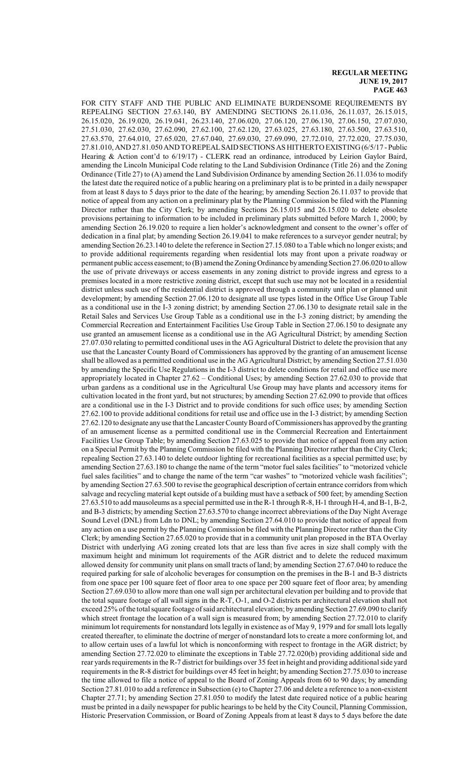FOR CITY STAFF AND THE PUBLIC AND ELIMINATE BURDENSOME REQUIREMENTS BY REPEALING SECTION 27.63.140, BY AMENDING SECTIONS 26.11.036, 26.11.037, 26.15.015, 26.15.020, 26.19.020, 26.19.041, 26.23.140, 27.06.020, 27.06.120, 27.06.130, 27.06.150, 27.07.030, 27.51.030, 27.62.030, 27.62.090, 27.62.100, 27.62.120, 27.63.025, 27.63.180, 27.63.500, 27.63.510, 27.63.570, 27.64.010, 27.65.020, 27.67.040, 27.69.030, 27.69.090, 27.72.010, 27.72.020, 27.75.030, 27.81.010, AND 27.81.050 AND TO REPEAL SAID SECTIONS AS HITHERTO EXISTING (6/5/17 - Public Hearing & Action cont'd to 6/19/17) - CLERK read an ordinance, introduced by Leirion Gaylor Baird, amending the Lincoln Municipal Code relating to the Land Subdivision Ordinance (Title 26) and the Zoning Ordinance (Title 27) to (A) amend the Land Subdivision Ordinance by amending Section 26.11.036 to modify the latest date the required notice of a public hearing on a preliminary plat is to be printed in a daily newspaper from at least 8 days to 5 days prior to the date of the hearing; by amending Section 26.11.037 to provide that notice of appeal from any action on a preliminary plat by the Planning Commission be filed with the Planning Director rather than the City Clerk; by amending Sections 26.15.015 and 26.15.020 to delete obsolete provisions pertaining to information to be included in preliminary plats submitted before March 1, 2000; by amending Section 26.19.020 to require a lien holder's acknowledgment and consent to the owner's offer of dedication in a final plat; by amending Section 26.19.041 to make references to a surveyor gender neutral; by amending Section 26.23.140 to delete the reference in Section 27.15.080 to a Table which no longer exists; and to provide additional requirements regarding when residential lots may front upon a private roadway or permanent public access easement; to (B) amend the Zoning Ordinance by amending Section 27.06.020 to allow the use of private driveways or access easements in any zoning district to provide ingress and egress to a premises located in a more restrictive zoning district, except that such use may not be located in a residential district unless such use of the residential district is approved through a community unit plan or planned unit development; by amending Section 27.06.120 to designate all use types listed in the Office Use Group Table as a conditional use in the I-3 zoning district; by amending Section 27.06.130 to designate retail sale in the Retail Sales and Services Use Group Table as a conditional use in the I-3 zoning district; by amending the Commercial Recreation and Entertainment Facilities Use Group Table in Section 27.06.150 to designate any use granted an amusement license as a conditional use in the AG Agricultural District; by amending Section 27.07.030 relating to permitted conditional uses in the AG Agricultural District to delete the provision that any use that the Lancaster County Board of Commissioners has approved by the granting of an amusement license shall be allowed as a permitted conditional use in the AG Agricultural District; by amending Section 27.51.030 by amending the Specific Use Regulations in the I-3 district to delete conditions for retail and office use more appropriately located in Chapter 27.62 – Conditional Uses; by amending Section 27.62.030 to provide that urban gardens as a conditional use in the Agricultural Use Group may have plants and accessory items for cultivation located in the front yard, but not structures; by amending Section 27.62.090 to provide that offices are a conditional use in the I-3 District and to provide conditions for such office uses; by amending Section 27.62.100 to provide additional conditions for retail use and office use in the I-3 district; by amending Section 27.62.120 to designate any use that the Lancaster County Board of Commissioners has approved by the granting of an amusement license as a permitted conditional use in the Commercial Recreation and Entertainment Facilities Use Group Table; by amending Section 27.63.025 to provide that notice of appeal from any action on a Special Permit by the Planning Commission be filed with the Planning Director rather than the City Clerk; repealing Section 27.63.140 to delete outdoor lighting for recreational facilities as a special permitted use; by amending Section 27.63.180 to change the name of the term "motor fuel sales facilities" to "motorized vehicle fuel sales facilities" and to change the name of the term "car washes" to "motorized vehicle wash facilities"; by amending Section 27.63.500 to revise the geographical description of certain entrance corridors from which salvage and recycling material kept outside of a building must have a setback of 500 feet; by amending Section 27.63.510 to add mausoleums as a special permitted use in the R-1 through R-8, H-1 through H-4, and B-1, B-2, and B-3 districts; by amending Section 27.63.570 to change incorrect abbreviations of the Day Night Average Sound Level (DNL) from Ldn to DNL; by amending Section 27.64.010 to provide that notice of appeal from any action on a use permit by the Planning Commission be filed with the Planning Director rather than the City Clerk; by amending Section 27.65.020 to provide that in a community unit plan proposed in the BTA Overlay District with underlying AG zoning created lots that are less than five acres in size shall comply with the maximum height and minimum lot requirements of the AGR district and to delete the reduced maximum allowed density for community unit plans on small tracts of land; by amending Section 27.67.040 to reduce the required parking for sale of alcoholic beverages for consumption on the premises in the B-1 and B-3 districts from one space per 100 square feet of floor area to one space per 200 square feet of floor area; by amending Section 27.69.030 to allow more than one wall sign per architectural elevation per building and to provide that the total square footage of all wall signs in the R-T, O-1, and O-2 districts per architectural elevation shall not exceed 25% of the total square footage of said architectural elevation; by amending Section 27.69.090 to clarify which street frontage the location of a wall sign is measured from; by amending Section 27.72.010 to clarify minimum lot requirements for nonstandard lots legally in existence as of May 9, 1979 and for small lots legally created thereafter, to eliminate the doctrine of merger of nonstandard lots to create a more conforming lot, and to allow certain uses of a lawful lot which is nonconforming with respect to frontage in the AGR district; by amending Section 27.72.020 to eliminate the exceptions in Table 27.72.020(b) providing additional side and rear yards requirements in the R-7 district for buildings over 35 feet in height and providing additional side yard requirements in the R-8 district for buildings over 45 feet in height; by amending Section 27.75.030 to increase the time allowed to file a notice of appeal to the Board of Zoning Appeals from 60 to 90 days; by amending Section 27.81.010 to add a reference in Subsection (e) to Chapter 27.06 and delete a reference to a non-existent Chapter 27.71; by amending Section 27.81.050 to modify the latest date required notice of a public hearing must be printed in a daily newspaper for public hearings to be held by the City Council, Planning Commission, Historic Preservation Commission, or Board of Zoning Appeals from at least 8 days to 5 days before the date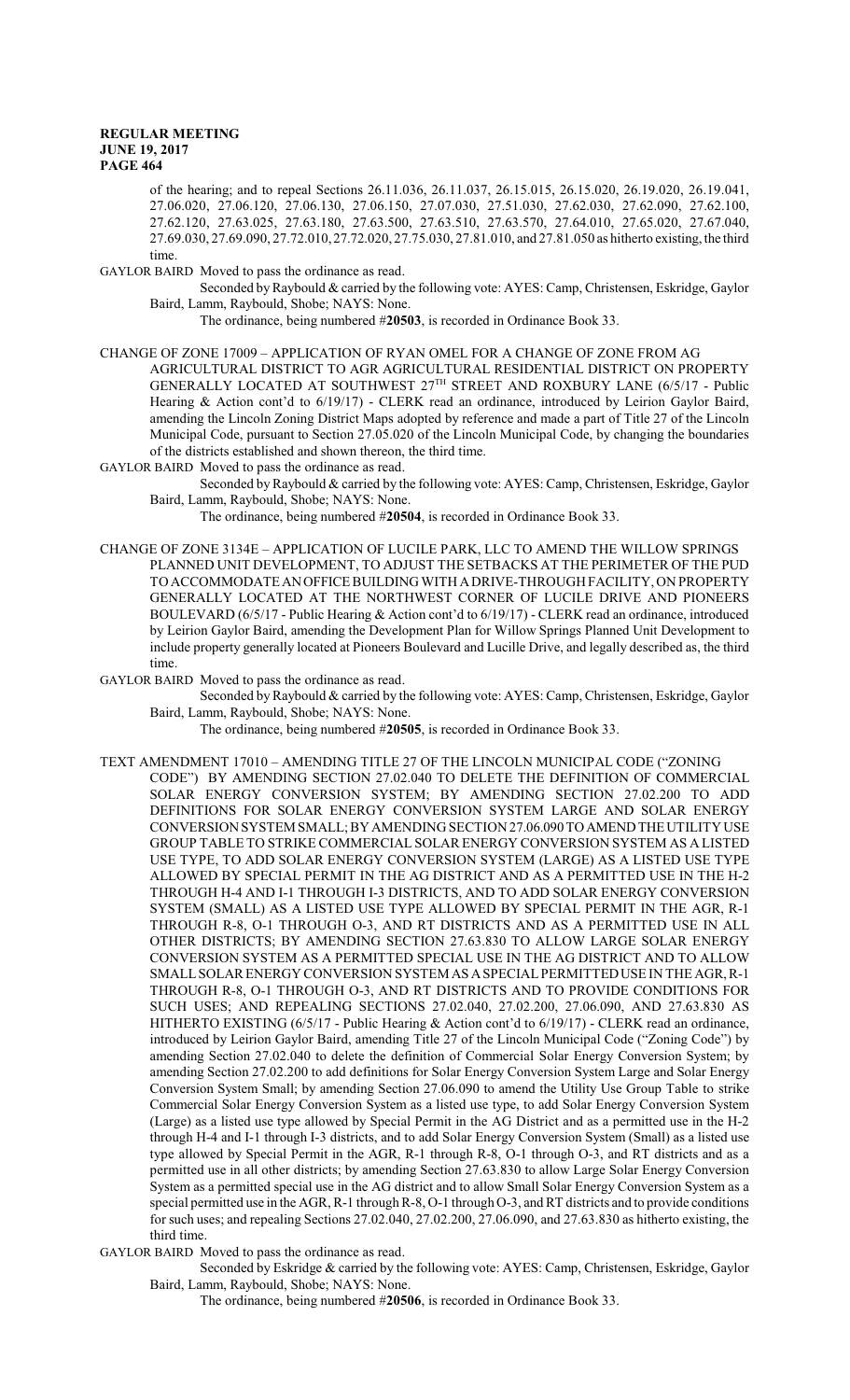of the hearing; and to repeal Sections 26.11.036, 26.11.037, 26.15.015, 26.15.020, 26.19.020, 26.19.041, 27.06.020, 27.06.120, 27.06.130, 27.06.150, 27.07.030, 27.51.030, 27.62.030, 27.62.090, 27.62.100, 27.62.120, 27.63.025, 27.63.180, 27.63.500, 27.63.510, 27.63.570, 27.64.010, 27.65.020, 27.67.040, 27.69.030, 27.69.090, 27.72.010, 27.72.020, 27.75.030, 27.81.010, and 27.81.050 as hitherto existing, the third time.

GAYLOR BAIRD Moved to pass the ordinance as read.

Seconded by Raybould & carried by the following vote: AYES: Camp, Christensen, Eskridge, Gaylor Baird, Lamm, Raybould, Shobe; NAYS: None.

The ordinance, being numbered #**20503**, is recorded in Ordinance Book 33.

CHANGE OF ZONE 17009 – APPLICATION OF RYAN OMEL FOR A CHANGE OF ZONE FROM AG AGRICULTURAL DISTRICT TO AGR AGRICULTURAL RESIDENTIAL DISTRICT ON PROPERTY GENERALLY LOCATED AT SOUTHWEST 27TH STREET AND ROXBURY LANE (6/5/17 - Public Hearing & Action cont'd to 6/19/17) - CLERK read an ordinance, introduced by Leirion Gaylor Baird, amending the Lincoln Zoning District Maps adopted by reference and made a part of Title 27 of the Lincoln Municipal Code, pursuant to Section 27.05.020 of the Lincoln Municipal Code, by changing the boundaries of the districts established and shown thereon, the third time.

GAYLOR BAIRD Moved to pass the ordinance as read.

Seconded by Raybould & carried by the following vote: AYES: Camp, Christensen, Eskridge, Gaylor Baird, Lamm, Raybould, Shobe; NAYS: None.

The ordinance, being numbered #**20504**, is recorded in Ordinance Book 33.

CHANGE OF ZONE 3134E – APPLICATION OF LUCILE PARK, LLC TO AMEND THE WILLOW SPRINGS PLANNED UNIT DEVELOPMENT, TO ADJUST THE SETBACKS AT THE PERIMETER OF THE PUD TO ACCOMMODATE AN OFFICE BUILDING WITH A DRIVE-THROUGH FACILITY, ON PROPERTY GENERALLY LOCATED AT THE NORTHWEST CORNER OF LUCILE DRIVE AND PIONEERS BOULEVARD (6/5/17 - Public Hearing & Action cont'd to 6/19/17) - CLERK read an ordinance, introduced by Leirion Gaylor Baird, amending the Development Plan for Willow Springs Planned Unit Development to include property generally located at Pioneers Boulevard and Lucille Drive, and legally described as, the third time.

GAYLOR BAIRD Moved to pass the ordinance as read.

Seconded by Raybould & carried by the following vote: AYES: Camp, Christensen, Eskridge, Gaylor Baird, Lamm, Raybould, Shobe; NAYS: None.

The ordinance, being numbered #**20505**, is recorded in Ordinance Book 33.

TEXT AMENDMENT 17010 – AMENDING TITLE 27 OF THE LINCOLN MUNICIPAL CODE ("ZONING CODE") BY AMENDING SECTION 27.02.040 TO DELETE THE DEFINITION OF COMMERCIAL SOLAR ENERGY CONVERSION SYSTEM; BY AMENDING SECTION 27.02.200 TO ADD DEFINITIONS FOR SOLAR ENERGY CONVERSION SYSTEM LARGE AND SOLAR ENERGY CONVERSION SYSTEM SMALL; BY AMENDING SECTION 27.06.090 TO AMEND THE UTILITY USE GROUP TABLE TO STRIKE COMMERCIAL SOLAR ENERGY CONVERSION SYSTEM AS A LISTED USE TYPE, TO ADD SOLAR ENERGY CONVERSION SYSTEM (LARGE) AS A LISTED USE TYPE ALLOWED BY SPECIAL PERMIT IN THE AG DISTRICT AND AS A PERMITTED USE IN THE H-2 THROUGH H-4 AND I-1 THROUGH I-3 DISTRICTS, AND TO ADD SOLAR ENERGY CONVERSION SYSTEM (SMALL) AS A LISTED USE TYPE ALLOWED BY SPECIAL PERMIT IN THE AGR, R-1 THROUGH R-8, O-1 THROUGH O-3, AND RT DISTRICTS AND AS A PERMITTED USE IN ALL OTHER DISTRICTS; BY AMENDING SECTION 27.63.830 TO ALLOW LARGE SOLAR ENERGY CONVERSION SYSTEM AS A PERMITTED SPECIAL USE IN THE AG DISTRICT AND TO ALLOW SMALL SOLAR ENERGY CONVERSION SYSTEM AS A SPECIAL PERMITTED USE IN THE AGR, R-1 THROUGH R-8, O-1 THROUGH O-3, AND RT DISTRICTS AND TO PROVIDE CONDITIONS FOR SUCH USES; AND REPEALING SECTIONS 27.02.040, 27.02.200, 27.06.090, AND 27.63.830 AS HITHERTO EXISTING (6/5/17 - Public Hearing & Action cont'd to 6/19/17) - CLERK read an ordinance, introduced by Leirion Gaylor Baird, amending Title 27 of the Lincoln Municipal Code ("Zoning Code") by amending Section 27.02.040 to delete the definition of Commercial Solar Energy Conversion System; by amending Section 27.02.200 to add definitions for Solar Energy Conversion System Large and Solar Energy Conversion System Small; by amending Section 27.06.090 to amend the Utility Use Group Table to strike Commercial Solar Energy Conversion System as a listed use type, to add Solar Energy Conversion System (Large) as a listed use type allowed by Special Permit in the AG District and as a permitted use in the H-2 through H-4 and I-1 through I-3 districts, and to add Solar Energy Conversion System (Small) as a listed use type allowed by Special Permit in the AGR, R-1 through R-8, O-1 through O-3, and RT districts and as a permitted use in all other districts; by amending Section 27.63.830 to allow Large Solar Energy Conversion System as a permitted special use in the AG district and to allow Small Solar Energy Conversion System as a special permitted use in the AGR, R-1 through R-8, O-1 through O-3, and RT districts and to provide conditions for such uses; and repealing Sections 27.02.040, 27.02.200, 27.06.090, and 27.63.830 as hitherto existing, the third time.

GAYLOR BAIRD Moved to pass the ordinance as read.

Seconded by Eskridge & carried by the following vote: AYES: Camp, Christensen, Eskridge, Gaylor Baird, Lamm, Raybould, Shobe; NAYS: None.

The ordinance, being numbered #**20506**, is recorded in Ordinance Book 33.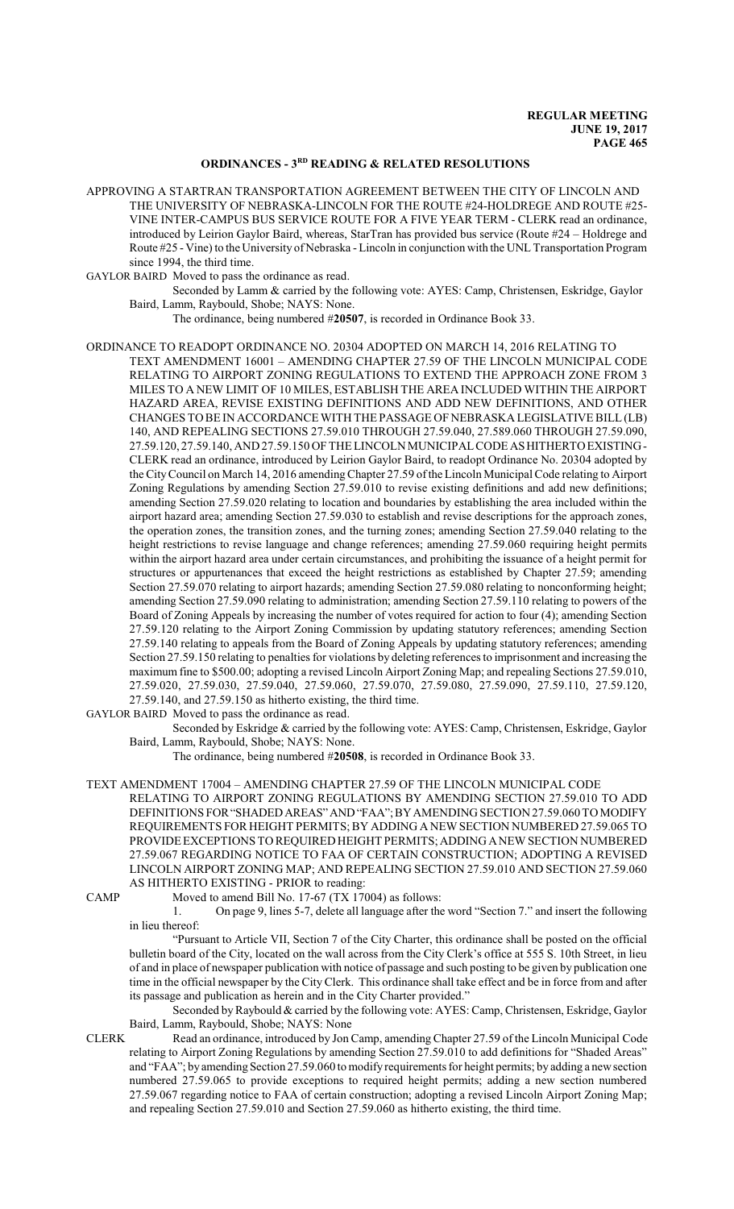## ORDINANCES - 3RD READING & RELATED RESOLUTIONS

APPROVING A STARTRAN TRANSPORTATION AGREEMENT BETWEEN THE CITY OF LINCOLN AND THE UNIVERSITY OF NEBRASKA-LINCOLN FOR THE ROUTE #24-HOLDREGE AND ROUTE #25-VINE INTER-CAMPUS BUS SERVICE ROUTE FOR A FIVE YEAR TERM - CLERK read an ordinance, introduced by Leirion Gaylor Baird, whereas, StarTran has provided bus service (Route #24 – Holdrege and Route #25 - Vine) to the University of Nebraska - Lincoln in conjunction with the UNL Transportation Program since 1994, the third time.

GAYLOR BAIRD Moved to pass the ordinance as read.

Seconded by Lamm & carried by the following vote: AYES: Camp, Christensen, Eskridge, Gaylor Baird, Lamm, Raybould, Shobe; NAYS: None.

The ordinance, being numbered #**20507**, is recorded in Ordinance Book 33.

ORDINANCE TO READOPT ORDINANCE NO. 20304 ADOPTED ON MARCH 14, 2016 RELATING TO TEXT AMENDMENT 16001 – AMENDING CHAPTER 27.59 OF THE LINCOLN MUNICIPAL CODE RELATING TO AIRPORT ZONING REGULATIONS TO EXTEND THE APPROACH ZONE FROM 3 MILES TO A NEW LIMIT OF 10 MILES, ESTABLISH THE AREA INCLUDED WITHIN THE AIRPORT HAZARD AREA, REVISE EXISTING DEFINITIONS AND ADD NEW DEFINITIONS, AND OTHER CHANGES TO BE IN ACCORDANCE WITH THE PASSAGE OF NEBRASKA LEGISLATIVE BILL (LB) 140, AND REPEALING SECTIONS 27.59.010 THROUGH 27.59.040, 27.589.060 THROUGH 27.59.090, 27.59.120, 27.59.140, AND 27.59.150 OF THE LINCOLN MUNICIPAL CODE AS HITHERTO EXISTING - CLERK read an ordinance, introduced by Leirion Gaylor Baird, to readopt Ordinance No. 20304 adopted by the City Council on March 14, 2016 amending Chapter 27.59 of the Lincoln Municipal Code relating to Airport Zoning Regulations by amending Section 27.59.010 to revise existing definitions and add new definitions; amending Section 27.59.020 relating to location and boundaries by establishing the area included within the airport hazard area; amending Section 27.59.030 to establish and revise descriptions for the approach zones, the operation zones, the transition zones, and the turning zones; amending Section 27.59.040 relating to the height restrictions to revise language and change references; amending 27.59.060 requiring height permits within the airport hazard area under certain circumstances, and prohibiting the issuance of a height permit for structures or appurtenances that exceed the height restrictions as established by Chapter 27.59; amending Section 27.59.070 relating to airport hazards; amending Section 27.59.080 relating to nonconforming height; amending Section 27.59.090 relating to administration; amending Section 27.59.110 relating to powers of the Board of Zoning Appeals by increasing the number of votes required for action to four (4); amending Section 27.59.120 relating to the Airport Zoning Commission by updating statutory references; amending Section 27.59.140 relating to appeals from the Board of Zoning Appeals by updating statutory references; amending Section 27.59.150 relating to penalties for violations by deleting references to imprisonment and increasing the maximum fine to $500.00; adopting a revised Lincoln Airport Zoning Map; and repealing Sections 27.59.010, 27.59.020, 27.59.030, 27.59.040, 27.59.060, 27.59.070, 27.59.080, 27.59.090, 27.59.110, 27.59.120, 27.59.140, and 27.59.150 as hitherto existing, the third time.

GAYLOR BAIRD Moved to pass the ordinance as read.

Seconded by Eskridge & carried by the following vote: AYES: Camp, Christensen, Eskridge, Gaylor Baird, Lamm, Raybould, Shobe; NAYS: None.

The ordinance, being numbered #**20508**, is recorded in Ordinance Book 33.

TEXT AMENDMENT 17004 – AMENDING CHAPTER 27.59 OF THE LINCOLN MUNICIPAL CODE RELATING TO AIRPORT ZONING REGULATIONS BY AMENDING SECTION 27.59.010 TO ADD DEFINITIONS FOR "SHADED AREAS" AND "FAA"; BY AMENDING SECTION 27.59.060 TO MODIFY REQUIREMENTS FOR HEIGHT PERMITS; BY ADDING A NEW SECTION NUMBERED 27.59.065 TO PROVIDE EXCEPTIONS TO REQUIRED HEIGHT PERMITS; ADDING A NEW SECTION NUMBERED 27.59.067 REGARDING NOTICE TO FAA OF CERTAIN CONSTRUCTION; ADOPTING A REVISED LINCOLN AIRPORT ZONING MAP; AND REPEALING SECTION 27.59.010 AND SECTION 27.59.060 AS HITHERTO EXISTING - PRIOR to reading:

CAMP Moved to amend Bill No. 17-67 (TX 17004) as follows:

1. On page 9, lines 5-7, delete all language after the word "Section 7." and insert the following in lieu thereof:

"Pursuant to Article VII, Section 7 of the City Charter, this ordinance shall be posted on the official bulletin board of the City, located on the wall across from the City Clerk's office at 555 S. 10th Street, in lieu of and in place of newspaper publication with notice of passage and such posting to be given by publication one time in the official newspaper by the City Clerk. This ordinance shall take effect and be in force from and after its passage and publication as herein and in the City Charter provided."

Seconded by Raybould & carried by the following vote: AYES: Camp, Christensen, Eskridge, Gaylor Baird, Lamm, Raybould, Shobe; NAYS: None

CLERK Read an ordinance, introduced by Jon Camp, amending Chapter 27.59 of the Lincoln Municipal Code relating to Airport Zoning Regulations by amending Section 27.59.010 to add definitions for "Shaded Areas" and "FAA"; by amending Section 27.59.060 to modify requirements for height permits; by adding a new section numbered 27.59.065 to provide exceptions to required height permits; adding a new section numbered 27.59.067 regarding notice to FAA of certain construction; adopting a revised Lincoln Airport Zoning Map; and repealing Section 27.59.010 and Section 27.59.060 as hitherto existing, the third time.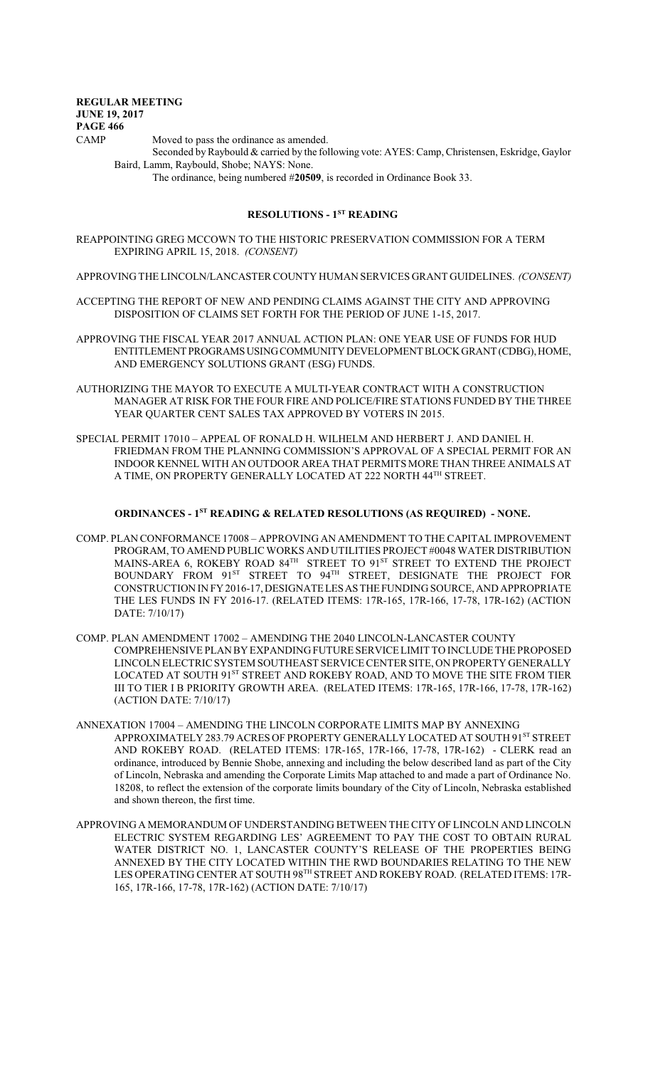CAMP Moved to pass the ordinance as amended.

Seconded by Raybould & carried by the following vote: AYES: Camp, Christensen, Eskridge, Gaylor Baird, Lamm, Raybould, Shobe; NAYS: None.

The ordinance, being numbered #**20509**, is recorded in Ordinance Book 33.

## RESOLUTIONS - 1ST READING

REAPPOINTING GREG MCCOWN TO THE HISTORIC PRESERVATION COMMISSION FOR A TERM EXPIRING APRIL 15, 2018. *(CONSENT)*

APPROVING THE LINCOLN/LANCASTER COUNTY HUMAN SERVICES GRANT GUIDELINES. *(CONSENT)*

ACCEPTING THE REPORT OF NEW AND PENDING CLAIMS AGAINST THE CITY AND APPROVING DISPOSITION OF CLAIMS SET FORTH FOR THE PERIOD OF JUNE 1-15, 2017.

APPROVING THE FISCAL YEAR 2017 ANNUAL ACTION PLAN: ONE YEAR USE OF FUNDS FOR HUD ENTITLEMENT PROGRAMS USING COMMUNITY DEVELOPMENT BLOCK GRANT (CDBG), HOME, AND EMERGENCY SOLUTIONS GRANT (ESG) FUNDS.

AUTHORIZING THE MAYOR TO EXECUTE A MULTI-YEAR CONTRACT WITH A CONSTRUCTION MANAGER AT RISK FOR THE FOUR FIRE AND POLICE/FIRE STATIONS FUNDED BY THE THREE YEAR QUARTER CENT SALES TAX APPROVED BY VOTERS IN 2015.

SPECIAL PERMIT 17010 – APPEAL OF RONALD H. WILHELM AND HERBERT J. AND DANIEL H. FRIEDMAN FROM THE PLANNING COMMISSION'S APPROVAL OF A SPECIAL PERMIT FOR AN INDOOR KENNEL WITH AN OUTDOOR AREA THAT PERMITS MORE THAN THREE ANIMALS AT A TIME, ON PROPERTY GENERALLY LOCATED AT 222 NORTH 44TH STREET.

## ORDINANCES - 1ST READING & RELATED RESOLUTIONS (AS REQUIRED) - NONE.

COMP. PLAN CONFORMANCE 17008 – APPROVING AN AMENDMENT TO THE CAPITAL IMPROVEMENT PROGRAM, TO AMEND PUBLIC WORKS AND UTILITIES PROJECT #0048 WATER DISTRIBUTION MAINS-AREA 6, ROKEBY ROAD 84TH STREET TO 91ST STREET TO EXTEND THE PROJECT BOUNDARY FROM 91ST STREET TO 94TH STREET, DESIGNATE THE PROJECT FOR CONSTRUCTION IN FY 2016-17, DESIGNATE LES AS THE FUNDING SOURCE, AND APPROPRIATE THE LES FUNDS IN FY 2016-17. (RELATED ITEMS: 17R-165, 17R-166, 17-78, 17R-162) (ACTION DATE: 7/10/17)

COMP. PLAN AMENDMENT 17002 – AMENDING THE 2040 LINCOLN-LANCASTER COUNTY COMPREHENSIVE PLAN BY EXPANDING FUTURE SERVICE LIMIT TO INCLUDE THE PROPOSED LINCOLN ELECTRIC SYSTEM SOUTHEAST SERVICE CENTER SITE, ON PROPERTY GENERALLY LOCATED AT SOUTH 91ST STREET AND ROKEBY ROAD, AND TO MOVE THE SITE FROM TIER III TO TIER I B PRIORITY GROWTH AREA. (RELATED ITEMS: 17R-165, 17R-166, 17-78, 17R-162) (ACTION DATE: 7/10/17)

ANNEXATION 17004 – AMENDING THE LINCOLN CORPORATE LIMITS MAP BY ANNEXING APPROXIMATELY 283.79 ACRES OF PROPERTY GENERALLY LOCATED AT SOUTH 91ST STREET AND ROKEBY ROAD. (RELATED ITEMS: 17R-165, 17R-166, 17-78, 17R-162) - CLERK read an ordinance, introduced by Bennie Shobe, annexing and including the below described land as part of the City of Lincoln, Nebraska and amending the Corporate Limits Map attached to and made a part of Ordinance No. 18208, to reflect the extension of the corporate limits boundary of the City of Lincoln, Nebraska established and shown thereon, the first time.

APPROVING A MEMORANDUM OF UNDERSTANDING BETWEEN THE CITY OF LINCOLN AND LINCOLN ELECTRIC SYSTEM REGARDING LES' AGREEMENT TO PAY THE COST TO OBTAIN RURAL WATER DISTRICT NO. 1, LANCASTER COUNTY'S RELEASE OF THE PROPERTIES BEING ANNEXED BY THE CITY LOCATED WITHIN THE RWD BOUNDARIES RELATING TO THE NEW LES OPERATING CENTER AT SOUTH 98TH STREET AND ROKEBY ROAD. (RELATED ITEMS: 17R-165, 17R-166, 17-78, 17R-162) (ACTION DATE: 7/10/17)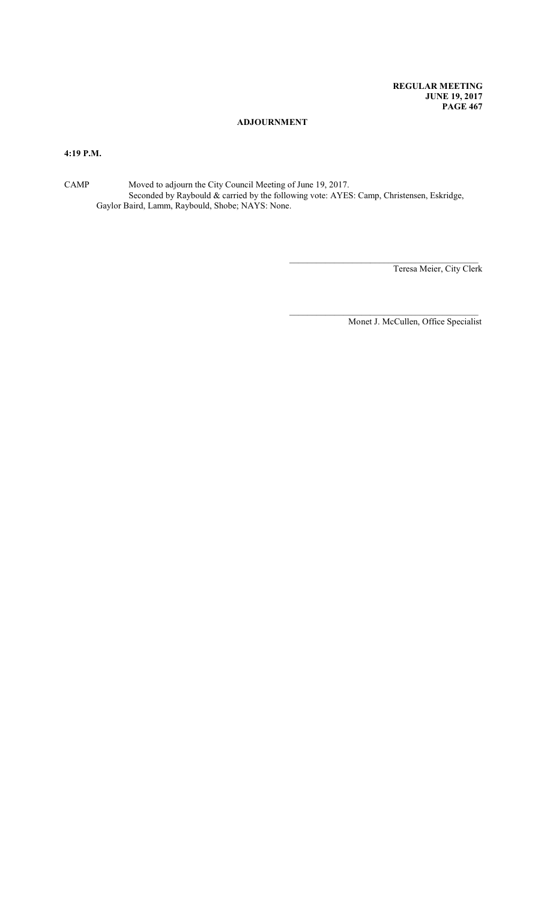## ADJOURNMENT

**4:19 P.M.**

CAMP Moved to adjourn the City Council Meeting of June 19, 2017.
Seconded by Raybould & carried by the following vote: AYES: Camp, Christensen, Eskridge, Gaylor Baird, Lamm, Raybould, Shobe; NAYS: None.

\_\_\_\_\_\_\_\_\_\_\_\_\_\_\_\_\_\_\_\_\_\_\_\_\_\_\_\_\_\_\_\_\_\_\_\_\_\_\_\_\_\_\_\_
Teresa Meier, City Clerk

\_\_\_\_\_\_\_\_\_\_\_\_\_\_\_\_\_\_\_\_\_\_\_\_\_\_\_\_\_\_\_\_\_\_\_\_\_\_\_\_\_\_\_\_
Monet J. McCullen, Office Specialist